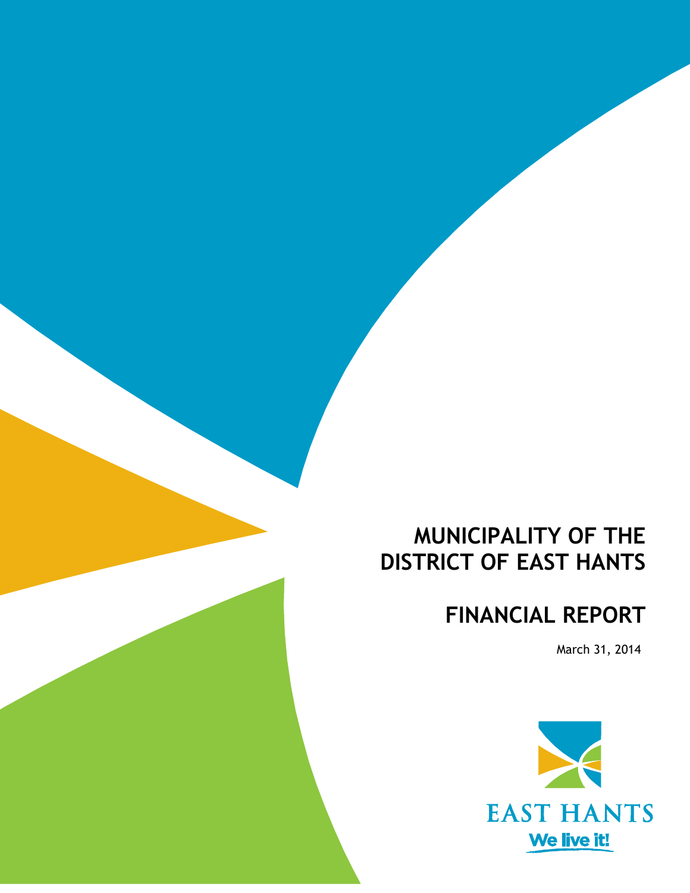# MUNICIPALITY OF THE DISTRICT OF EAST HANTS

## FINANCIAL REPORT

March 31, 2014

EAST HANTS

We live it!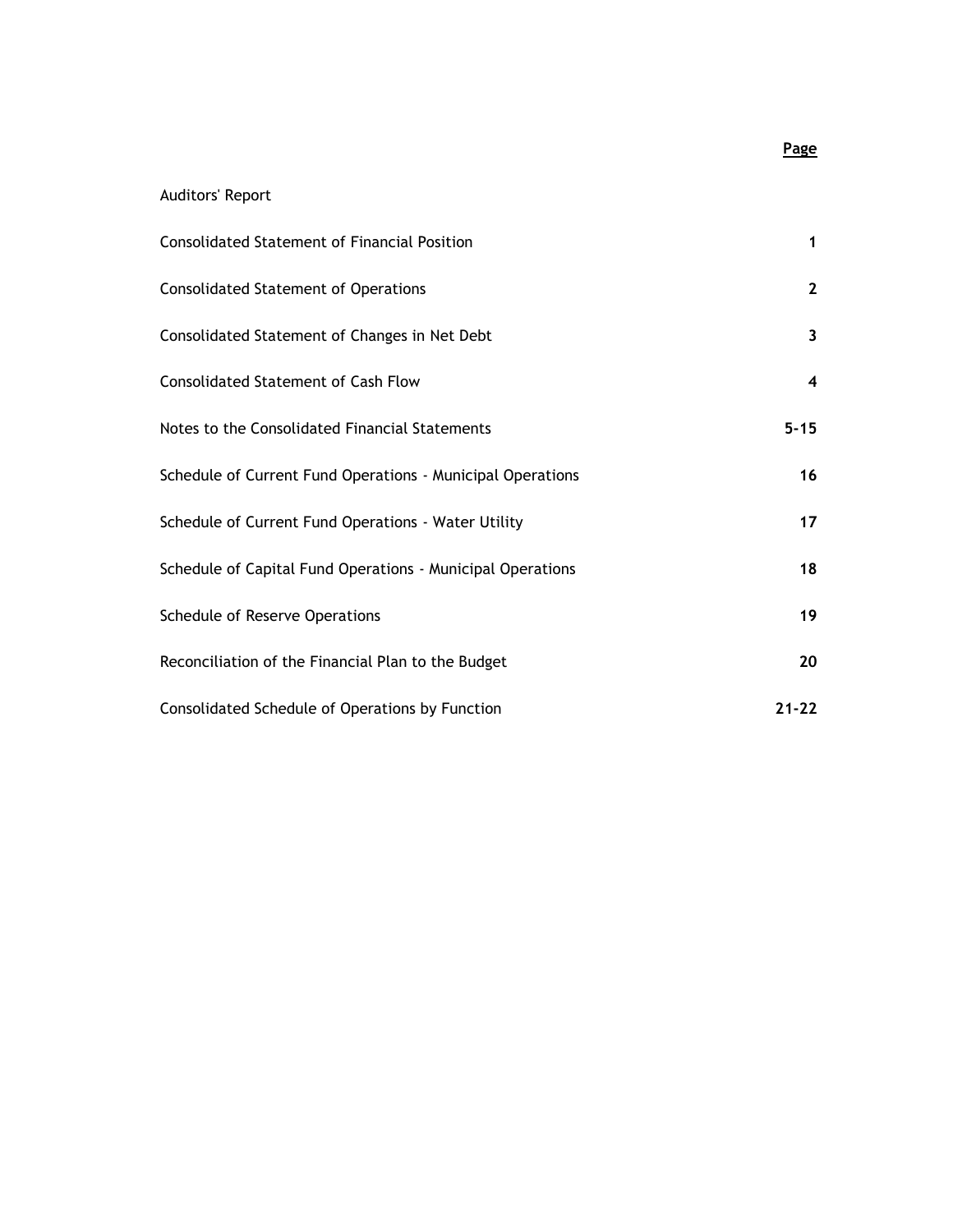| | **Page** |
|---|---|
| Auditors' Report | |
| Consolidated Statement of Financial Position | **1** |
| Consolidated Statement of Operations | **2** |
| Consolidated Statement of Changes in Net Debt | **3** |
| Consolidated Statement of Cash Flow | **4** |
| Notes to the Consolidated Financial Statements | **5-15** |
| Schedule of Current Fund Operations - Municipal Operations | **16** |
| Schedule of Current Fund Operations - Water Utility | **17** |
| Schedule of Capital Fund Operations - Municipal Operations | **18** |
| Schedule of Reserve Operations | **19** |
| Reconciliation of the Financial Plan to the Budget | **20** |
| Consolidated Schedule of Operations by Function | **21-22** |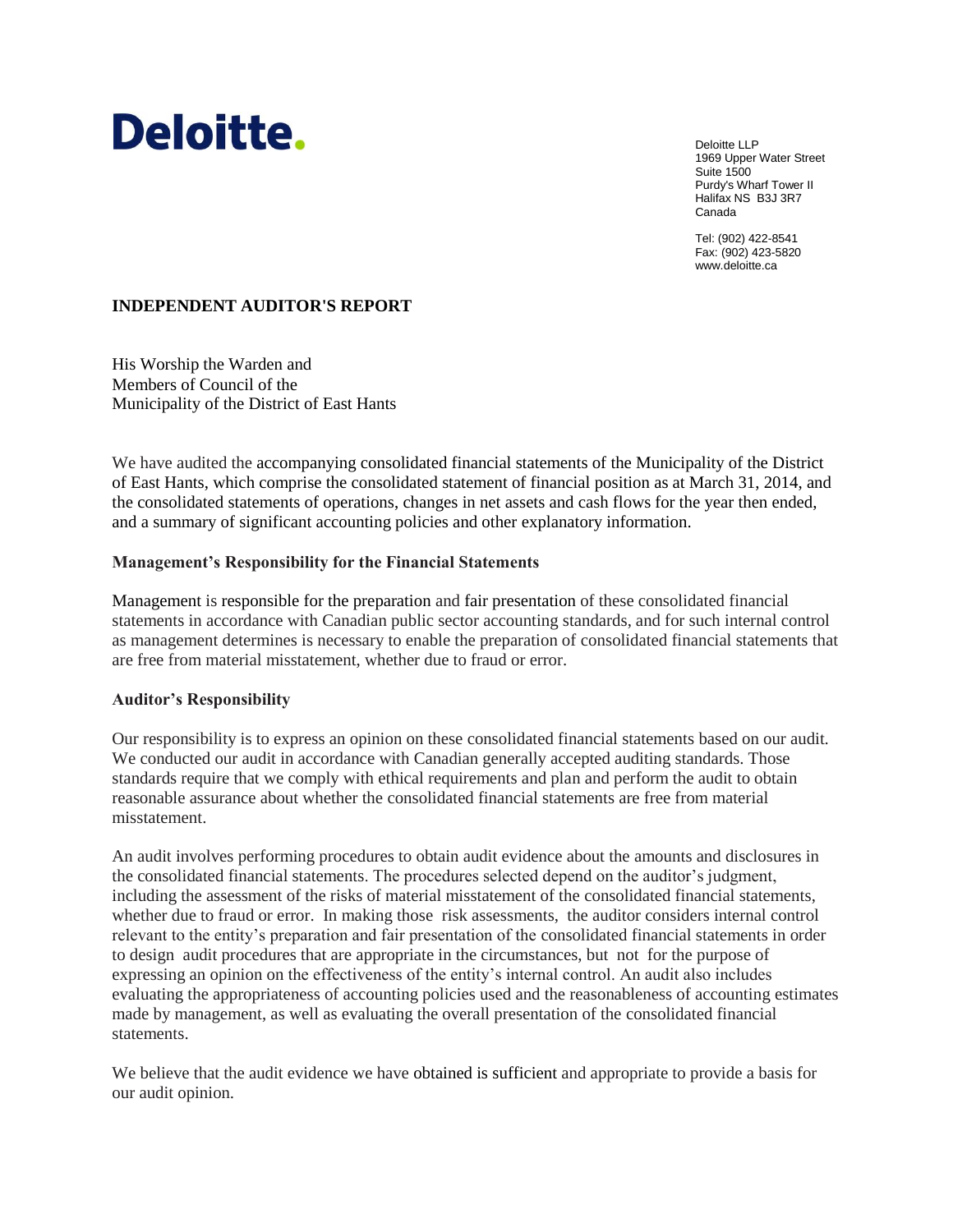Deloitte.

Deloitte LLP
1969 Upper Water Street
Suite 1500
Purdy's Wharf Tower II
Halifax NS B3J 3R7
Canada

Tel: (902) 422-8541
Fax: (902) 423-5820
www.deloitte.ca

## INDEPENDENT AUDITOR'S REPORT

His Worship the Warden and
Members of Council of the
Municipality of the District of East Hants

We have audited the accompanying consolidated financial statements of the Municipality of the District of East Hants, which comprise the consolidated statement of financial position as at March 31, 2014, and the consolidated statements of operations, changes in net assets and cash flows for the year then ended, and a summary of significant accounting policies and other explanatory information.

### Management's Responsibility for the Financial Statements

Management is responsible for the preparation and fair presentation of these consolidated financial statements in accordance with Canadian public sector accounting standards, and for such internal control as management determines is necessary to enable the preparation of consolidated financial statements that are free from material misstatement, whether due to fraud or error.

### Auditor's Responsibility

Our responsibility is to express an opinion on these consolidated financial statements based on our audit. We conducted our audit in accordance with Canadian generally accepted auditing standards. Those standards require that we comply with ethical requirements and plan and perform the audit to obtain reasonable assurance about whether the consolidated financial statements are free from material misstatement.

An audit involves performing procedures to obtain audit evidence about the amounts and disclosures in the consolidated financial statements. The procedures selected depend on the auditor's judgment, including the assessment of the risks of material misstatement of the consolidated financial statements, whether due to fraud or error. In making those risk assessments, the auditor considers internal control relevant to the entity's preparation and fair presentation of the consolidated financial statements in order to design audit procedures that are appropriate in the circumstances, but not for the purpose of expressing an opinion on the effectiveness of the entity's internal control. An audit also includes evaluating the appropriateness of accounting policies used and the reasonableness of accounting estimates made by management, as well as evaluating the overall presentation of the consolidated financial statements.

We believe that the audit evidence we have obtained is sufficient and appropriate to provide a basis for our audit opinion.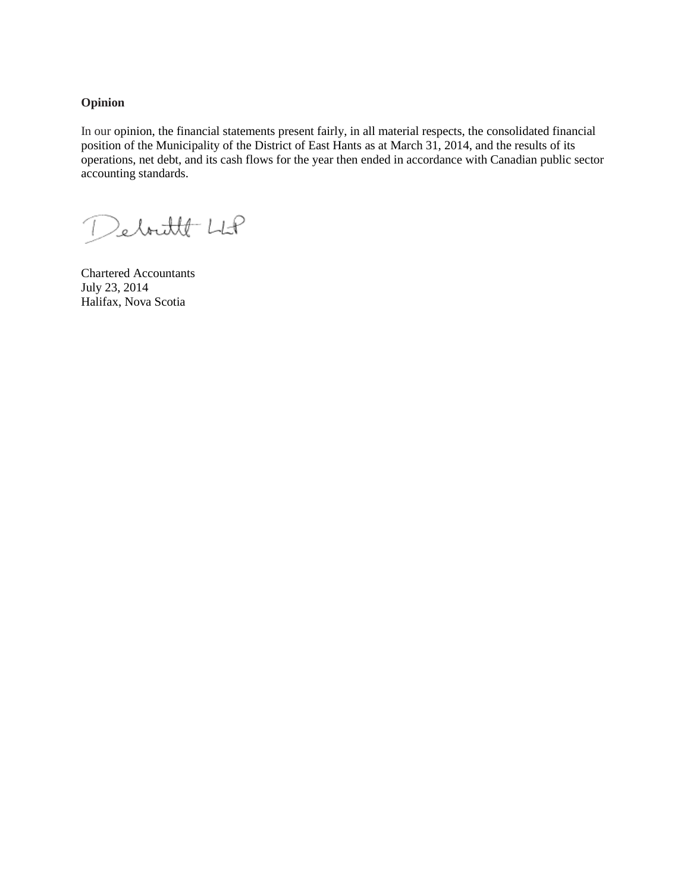**Opinion**

In our opinion, the financial statements present fairly, in all material respects, the consolidated financial position of the Municipality of the District of East Hants as at March 31, 2014, and the results of its operations, net debt, and its cash flows for the year then ended in accordance with Canadian public sector accounting standards.

Deloitte LLP

Chartered Accountants
July 23, 2014
Halifax, Nova Scotia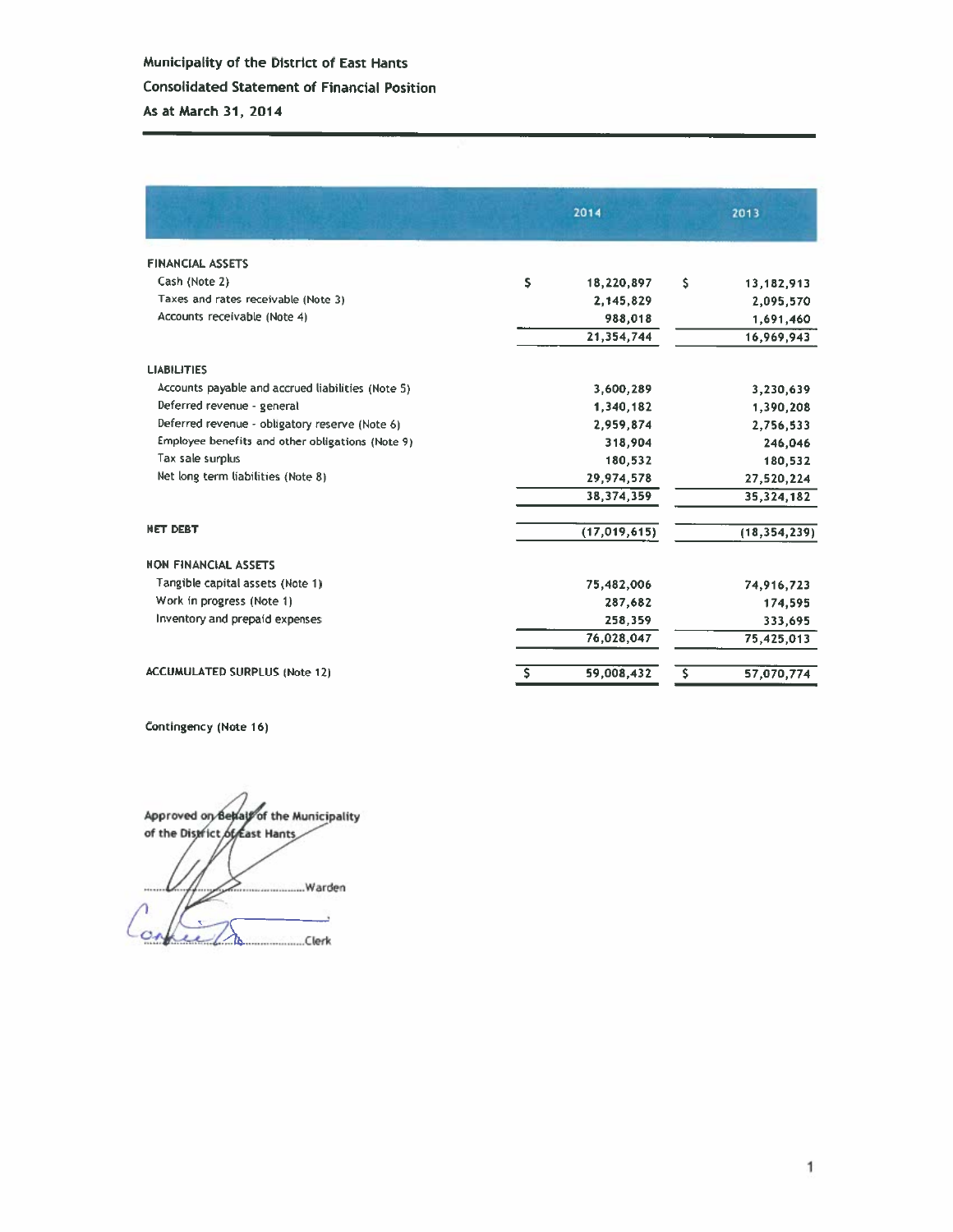# Municipality of the District of East Hants

## Consolidated Statement of Financial Position

### As at March 31, 2014

| | 2014 | 2013 |
|---|---|---|
| **FINANCIAL ASSETS** | | |
| Cash (Note 2) | $ 18,220,897 | $ 13,182,913 |
| Taxes and rates receivable (Note 3) | 2,145,829 | 2,095,570 |
| Accounts receivable (Note 4) | 988,018 | 1,691,460 |
| | 21,354,744 | 16,969,943 |
| **LIABILITIES** | | |
| Accounts payable and accrued liabilities (Note 5) | 3,600,289 | 3,230,639 |
| Deferred revenue - general | 1,340,182 | 1,390,208 |
| Deferred revenue - obligatory reserve (Note 6) | 2,959,874 | 2,756,533 |
| Employee benefits and other obligations (Note 9) | 318,904 | 246,046 |
| Tax sale surplus | 180,532 | 180,532 |
| Net long term liabilities (Note 8) | 29,974,578 | 27,520,224 |
| | 38,374,359 | 35,324,182 |
| **NET DEBT** | (17,019,615) | (18,354,239) |
| **NON FINANCIAL ASSETS** | | |
| Tangible capital assets (Note 1) | 75,482,006 | 74,916,723 |
| Work in progress (Note 1) | 287,682 | 174,595 |
| Inventory and prepaid expenses | 258,359 | 333,695 |
| | 76,028,047 | 75,425,013 |
| **ACCUMULATED SURPLUS (Note 12)** | $ 59,008,432 | $ 57,070,774 |

Contingency (Note 16)

Approved on Behalf of the Municipality of the District of East Hants

..................................Warden

..................................Clerk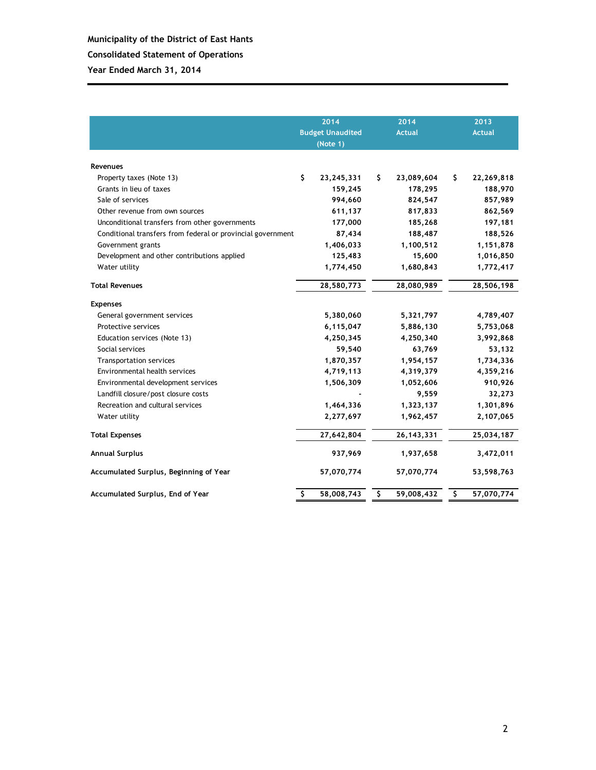**Municipality of the District of East Hants**

**Consolidated Statement of Operations**

**Year Ended March 31, 2014**

| | 2014 Budget Unaudited (Note 1) | 2014 Actual | 2013 Actual |
|---|---|---|---|
| **Revenues** | | | |
| Property taxes (Note 13) | $ 23,245,331 | $ 23,089,604 | $ 22,269,818 |
| Grants in lieu of taxes | 159,245 | 178,295 | 188,970 |
| Sale of services | 994,660 | 824,547 | 857,989 |
| Other revenue from own sources | 611,137 | 817,833 | 862,569 |
| Unconditional transfers from other governments | 177,000 | 185,268 | 197,181 |
| Conditional transfers from federal or provincial government | 87,434 | 188,487 | 188,526 |
| Government grants | 1,406,033 | 1,100,512 | 1,151,878 |
| Development and other contributions applied | 125,483 | 15,600 | 1,016,850 |
| Water utility | 1,774,450 | 1,680,843 | 1,772,417 |
| **Total Revenues** | 28,580,773 | 28,080,989 | 28,506,198 |
| **Expenses** | | | |
| General government services | 5,380,060 | 5,321,797 | 4,789,407 |
| Protective services | 6,115,047 | 5,886,130 | 5,753,068 |
| Education services (Note 13) | 4,250,345 | 4,250,340 | 3,992,868 |
| Social services | 59,540 | 63,769 | 53,132 |
| Transportation services | 1,870,357 | 1,954,157 | 1,734,336 |
| Environmental health services | 4,719,113 | 4,319,379 | 4,359,216 |
| Environmental development services | 1,506,309 | 1,052,606 | 910,926 |
| Landfill closure/post closure costs | - | 9,559 | 32,273 |
| Recreation and cultural services | 1,464,336 | 1,323,137 | 1,301,896 |
| Water utility | 2,277,697 | 1,962,457 | 2,107,065 |
| **Total Expenses** | 27,642,804 | 26,143,331 | 25,034,187 |
| **Annual Surplus** | 937,969 | 1,937,658 | 3,472,011 |
| **Accumulated Surplus, Beginning of Year** | 57,070,774 | 57,070,774 | 53,598,763 |
| **Accumulated Surplus, End of Year** | $ 58,008,743 | $ 59,008,432 | $ 57,070,774 |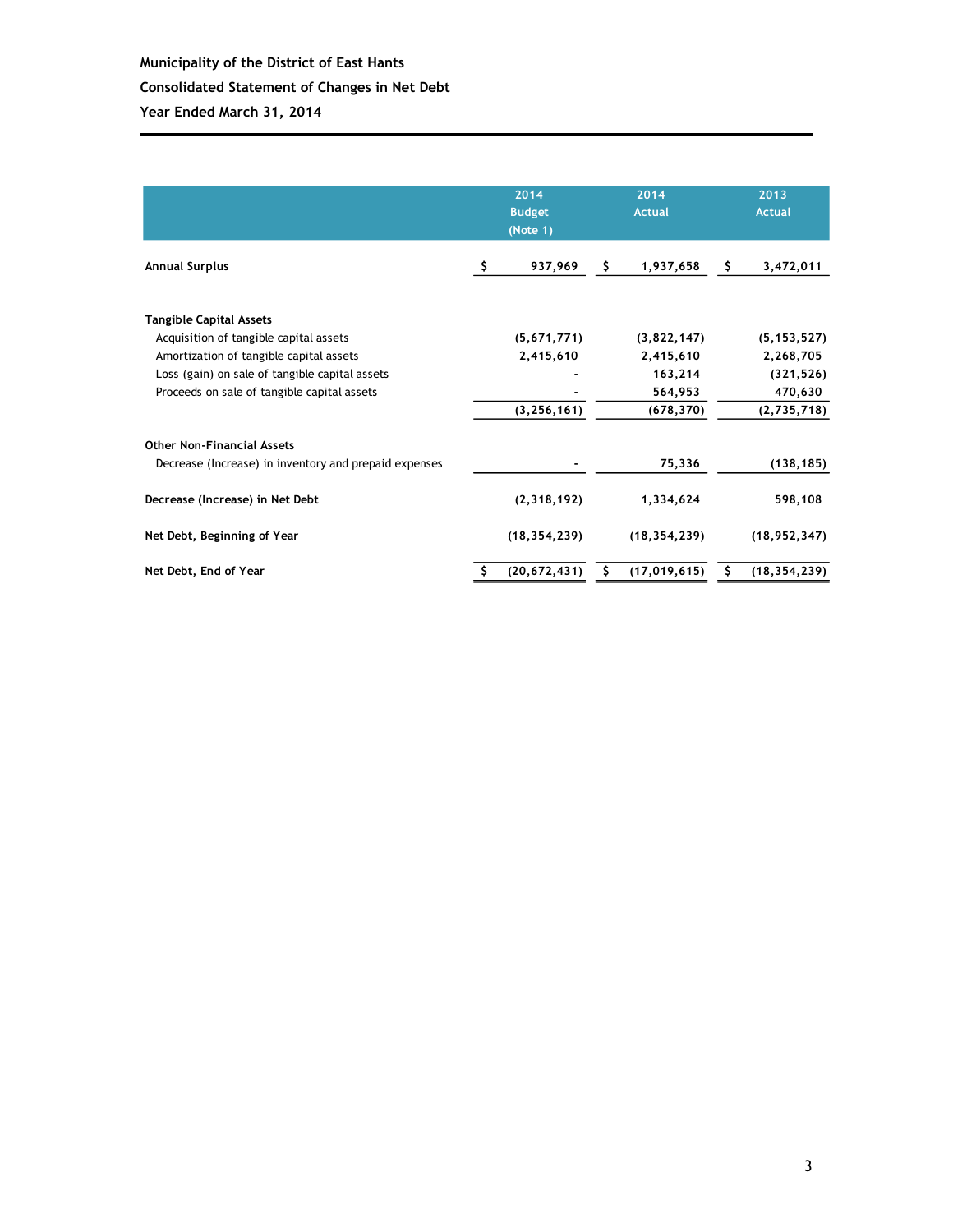**Municipality of the District of East Hants**

**Consolidated Statement of Changes in Net Debt**

**Year Ended March 31, 2014**

| | 2014 Budget (Note 1) | 2014 Actual | 2013 Actual |
|---|---|---|---|
| **Annual Surplus** | $ 937,969 | $ 1,937,658 | $ 3,472,011 |
| **Tangible Capital Assets** | | | |
| Acquisition of tangible capital assets | (5,671,771) | (3,822,147) | (5,153,527) |
| Amortization of tangible capital assets | 2,415,610 | 2,415,610 | 2,268,705 |
| Loss (gain) on sale of tangible capital assets | - | 163,214 | (321,526) |
| Proceeds on sale of tangible capital assets | - | 564,953 | 470,630 |
| | (3,256,161) | (678,370) | (2,735,718) |
| **Other Non-Financial Assets** | | | |
| Decrease (Increase) in inventory and prepaid expenses | - | 75,336 | (138,185) |
| **Decrease (Increase) in Net Debt** | (2,318,192) | 1,334,624 | 598,108 |
| **Net Debt, Beginning of Year** | (18,354,239) | (18,354,239) | (18,952,347) |
| **Net Debt, End of Year** | $ (20,672,431) | $ (17,019,615) | $ (18,354,239) |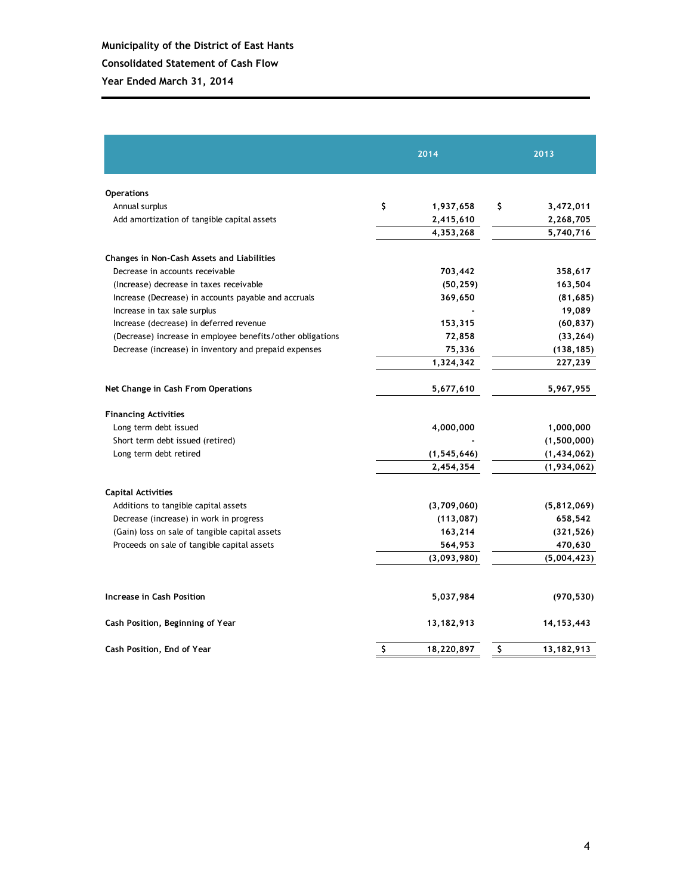**Municipality of the District of East Hants**

**Consolidated Statement of Cash Flow**

**Year Ended March 31, 2014**

| | 2014 | 2013 |
|---|---|---|
| **Operations** | | |
| Annual surplus | $ 1,937,658 | $ 3,472,011 |
| Add amortization of tangible capital assets | 2,415,610 | 2,268,705 |
| | 4,353,268 | 5,740,716 |
| **Changes in Non-Cash Assets and Liabilities** | | |
| Decrease in accounts receivable | 703,442 | 358,617 |
| (Increase) decrease in taxes receivable | (50,259) | 163,504 |
| Increase (Decrease) in accounts payable and accruals | 369,650 | (81,685) |
| Increase in tax sale surplus | - | 19,089 |
| Increase (decrease) in deferred revenue | 153,315 | (60,837) |
| (Decrease) increase in employee benefits/other obligations | 72,858 | (33,264) |
| Decrease (increase) in inventory and prepaid expenses | 75,336 | (138,185) |
| | 1,324,342 | 227,239 |
| **Net Change in Cash From Operations** | 5,677,610 | 5,967,955 |
| **Financing Activities** | | |
| Long term debt issued | 4,000,000 | 1,000,000 |
| Short term debt issued (retired) | - | (1,500,000) |
| Long term debt retired | (1,545,646) | (1,434,062) |
| | 2,454,354 | (1,934,062) |
| **Capital Activities** | | |
| Additions to tangible capital assets | (3,709,060) | (5,812,069) |
| Decrease (increase) in work in progress | (113,087) | 658,542 |
| (Gain) loss on sale of tangible capital assets | 163,214 | (321,526) |
| Proceeds on sale of tangible capital assets | 564,953 | 470,630 |
| | (3,093,980) | (5,004,423) |
| **Increase in Cash Position** | 5,037,984 | (970,530) |
| **Cash Position, Beginning of Year** | 13,182,913 | 14,153,443 |
| **Cash Position, End of Year** | $ 18,220,897 | $ 13,182,913 |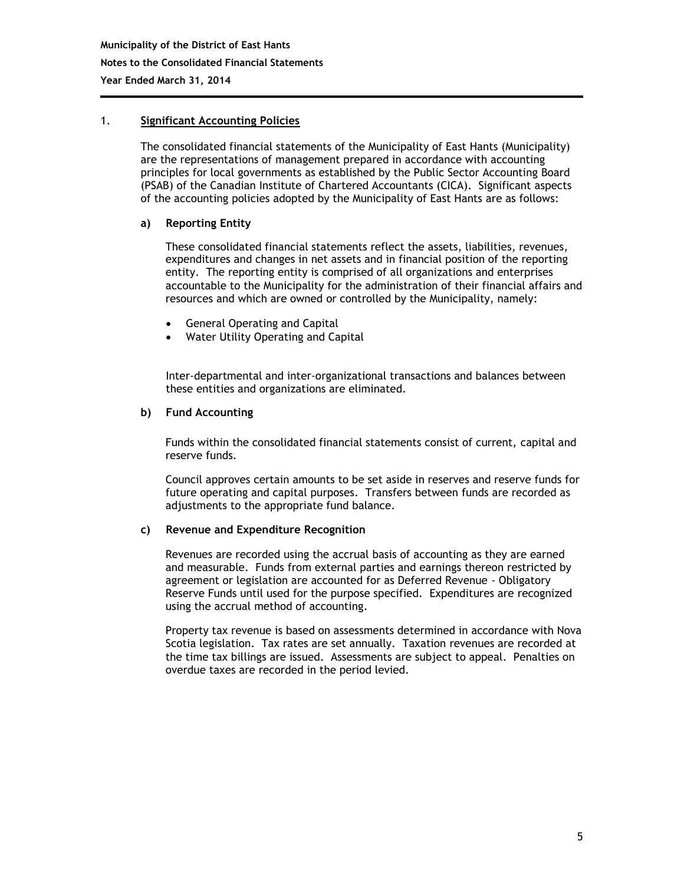## 1. Significant Accounting Policies

The consolidated financial statements of the Municipality of East Hants (Municipality) are the representations of management prepared in accordance with accounting principles for local governments as established by the Public Sector Accounting Board (PSAB) of the Canadian Institute of Chartered Accountants (CICA). Significant aspects of the accounting policies adopted by the Municipality of East Hants are as follows:

### a) Reporting Entity

These consolidated financial statements reflect the assets, liabilities, revenues, expenditures and changes in net assets and in financial position of the reporting entity. The reporting entity is comprised of all organizations and enterprises accountable to the Municipality for the administration of their financial affairs and resources and which are owned or controlled by the Municipality, namely:

- General Operating and Capital
- Water Utility Operating and Capital

Inter-departmental and inter-organizational transactions and balances between these entities and organizations are eliminated.

### b) Fund Accounting

Funds within the consolidated financial statements consist of current, capital and reserve funds.

Council approves certain amounts to be set aside in reserves and reserve funds for future operating and capital purposes. Transfers between funds are recorded as adjustments to the appropriate fund balance.

### c) Revenue and Expenditure Recognition

Revenues are recorded using the accrual basis of accounting as they are earned and measurable. Funds from external parties and earnings thereon restricted by agreement or legislation are accounted for as Deferred Revenue - Obligatory Reserve Funds until used for the purpose specified. Expenditures are recognized using the accrual method of accounting.

Property tax revenue is based on assessments determined in accordance with Nova Scotia legislation. Tax rates are set annually. Taxation revenues are recorded at the time tax billings are issued. Assessments are subject to appeal. Penalties on overdue taxes are recorded in the period levied.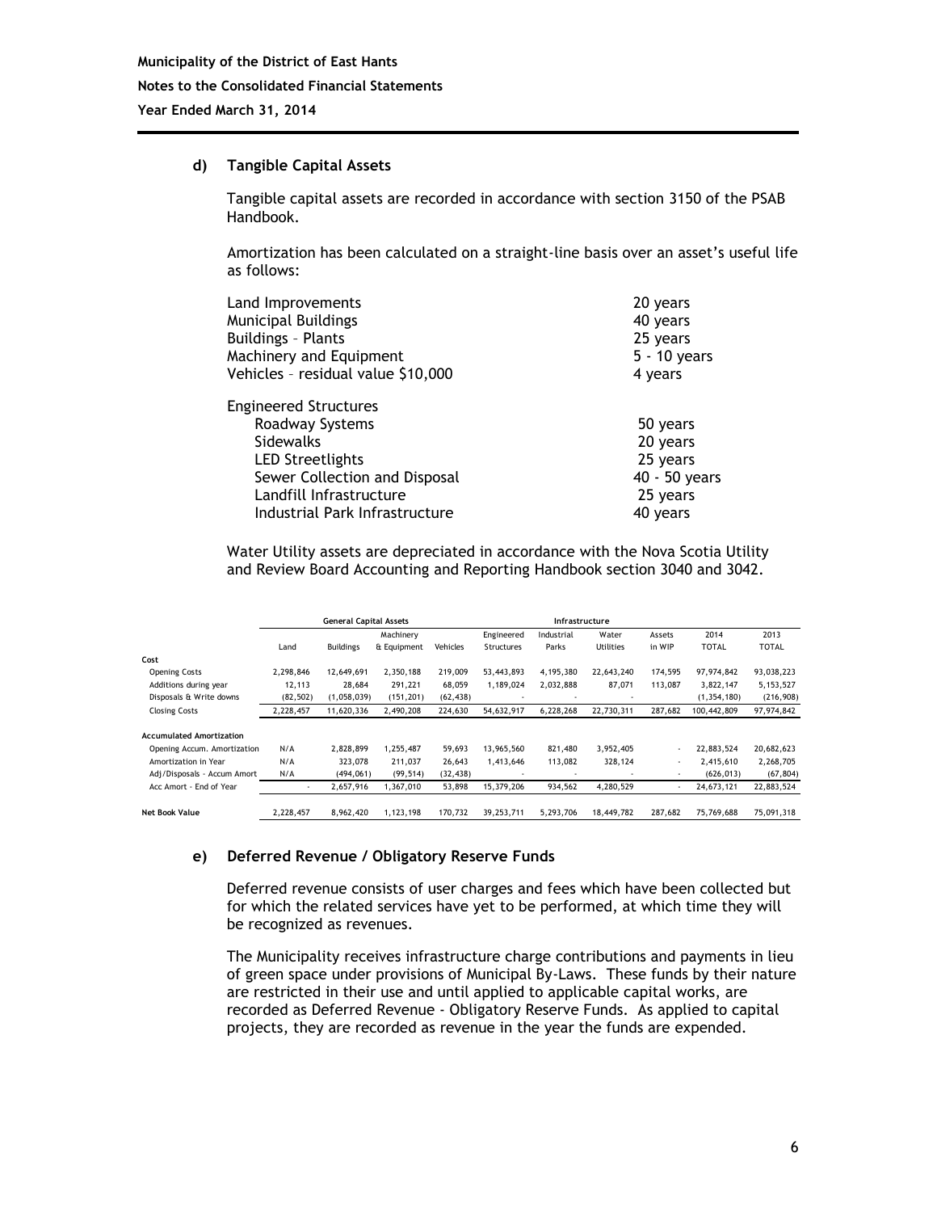#### d) Tangible Capital Assets

Tangible capital assets are recorded in accordance with section 3150 of the PSAB Handbook.

Amortization has been calculated on a straight-line basis over an asset's useful life as follows:

| | |
|---|---|
| Land Improvements | 20 years |
| Municipal Buildings | 40 years |
| Buildings – Plants | 25 years |
| Machinery and Equipment | 5 - 10 years |
| Vehicles – residual value $10,000 | 4 years |
| Engineered Structures | |
| Roadway Systems | 50 years |
| Sidewalks | 20 years |
| LED Streetlights | 25 years |
| Sewer Collection and Disposal | 40 - 50 years |
| Landfill Infrastructure | 25 years |
| Industrial Park Infrastructure | 40 years |

Water Utility assets are depreciated in accordance with the Nova Scotia Utility and Review Board Accounting and Reporting Handbook section 3040 and 3042.

| | General Capital Assets | | | | Infrastructure | | | | | |
|---|---|---|---|---|---|---|---|---|---|---|
| | Land | Buildings | Machinery & Equipment | Vehicles | Engineered Structures | Industrial Parks | Water Utilities | Assets in WIP | 2014 TOTAL | 2013 TOTAL |
| **Cost** | | | | | | | | | | |
| Opening Costs | 2,298,846 | 12,649,691 | 2,350,188 | 219,009 | 53,443,893 | 4,195,380 | 22,643,240 | 174,595 | 97,974,842 | 93,038,223 |
| Additions during year | 12,113 | 28,684 | 291,221 | 68,059 | 1,189,024 | 2,032,888 | 87,071 | 113,087 | 3,822,147 | 5,153,527 |
| Disposals & Write downs | (82,502) | (1,058,039) | (151,201) | (62,438) | - | - | - | | (1,354,180) | (216,908) |
| Closing Costs | 2,228,457 | 11,620,336 | 2,490,208 | 224,630 | 54,632,917 | 6,228,268 | 22,730,311 | 287,682 | 100,442,809 | 97,974,842 |
| **Accumulated Amortization** | | | | | | | | | | |
| Opening Accum. Amortization | N/A | 2,828,899 | 1,255,487 | 59,693 | 13,965,560 | 821,480 | 3,952,405 | - | 22,883,524 | 20,682,623 |
| Amortization in Year | N/A | 323,078 | 211,037 | 26,643 | 1,413,646 | 113,082 | 328,124 | - | 2,415,610 | 2,268,705 |
| Adj/Disposals - Accum Amort | N/A | (494,061) | (99,514) | (32,438) | - | - | - | - | (626,013) | (67,804) |
| Acc Amort - End of Year | - | 2,657,916 | 1,367,010 | 53,898 | 15,379,206 | 934,562 | 4,280,529 | - | 24,673,121 | 22,883,524 |
| **Net Book Value** | 2,228,457 | 8,962,420 | 1,123,198 | 170,732 | 39,253,711 | 5,293,706 | 18,449,782 | 287,682 | 75,769,688 | 75,091,318 |

#### e) Deferred Revenue / Obligatory Reserve Funds

Deferred revenue consists of user charges and fees which have been collected but for which the related services have yet to be performed, at which time they will be recognized as revenues.

The Municipality receives infrastructure charge contributions and payments in lieu of green space under provisions of Municipal By-Laws. These funds by their nature are restricted in their use and until applied to applicable capital works, are recorded as Deferred Revenue - Obligatory Reserve Funds. As applied to capital projects, they are recorded as revenue in the year the funds are expended.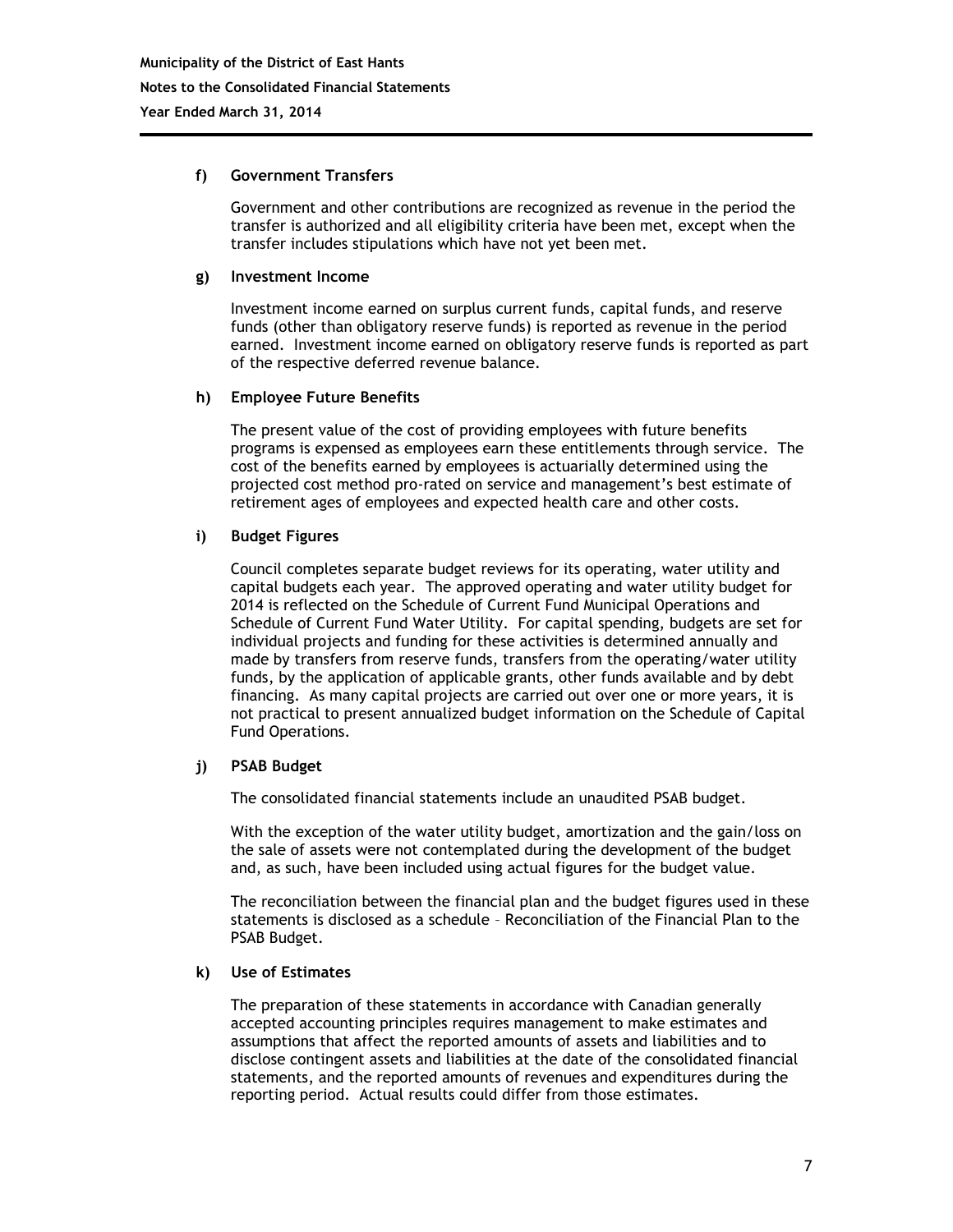#### f) Government Transfers

Government and other contributions are recognized as revenue in the period the transfer is authorized and all eligibility criteria have been met, except when the transfer includes stipulations which have not yet been met.

#### g) Investment Income

Investment income earned on surplus current funds, capital funds, and reserve funds (other than obligatory reserve funds) is reported as revenue in the period earned. Investment income earned on obligatory reserve funds is reported as part of the respective deferred revenue balance.

#### h) Employee Future Benefits

The present value of the cost of providing employees with future benefits programs is expensed as employees earn these entitlements through service. The cost of the benefits earned by employees is actuarially determined using the projected cost method pro-rated on service and management's best estimate of retirement ages of employees and expected health care and other costs.

#### i) Budget Figures

Council completes separate budget reviews for its operating, water utility and capital budgets each year. The approved operating and water utility budget for 2014 is reflected on the Schedule of Current Fund Municipal Operations and Schedule of Current Fund Water Utility. For capital spending, budgets are set for individual projects and funding for these activities is determined annually and made by transfers from reserve funds, transfers from the operating/water utility funds, by the application of applicable grants, other funds available and by debt financing. As many capital projects are carried out over one or more years, it is not practical to present annualized budget information on the Schedule of Capital Fund Operations.

#### j) PSAB Budget

The consolidated financial statements include an unaudited PSAB budget.

With the exception of the water utility budget, amortization and the gain/loss on the sale of assets were not contemplated during the development of the budget and, as such, have been included using actual figures for the budget value.

The reconciliation between the financial plan and the budget figures used in these statements is disclosed as a schedule – Reconciliation of the Financial Plan to the PSAB Budget.

#### k) Use of Estimates

The preparation of these statements in accordance with Canadian generally accepted accounting principles requires management to make estimates and assumptions that affect the reported amounts of assets and liabilities and to disclose contingent assets and liabilities at the date of the consolidated financial statements, and the reported amounts of revenues and expenditures during the reporting period. Actual results could differ from those estimates.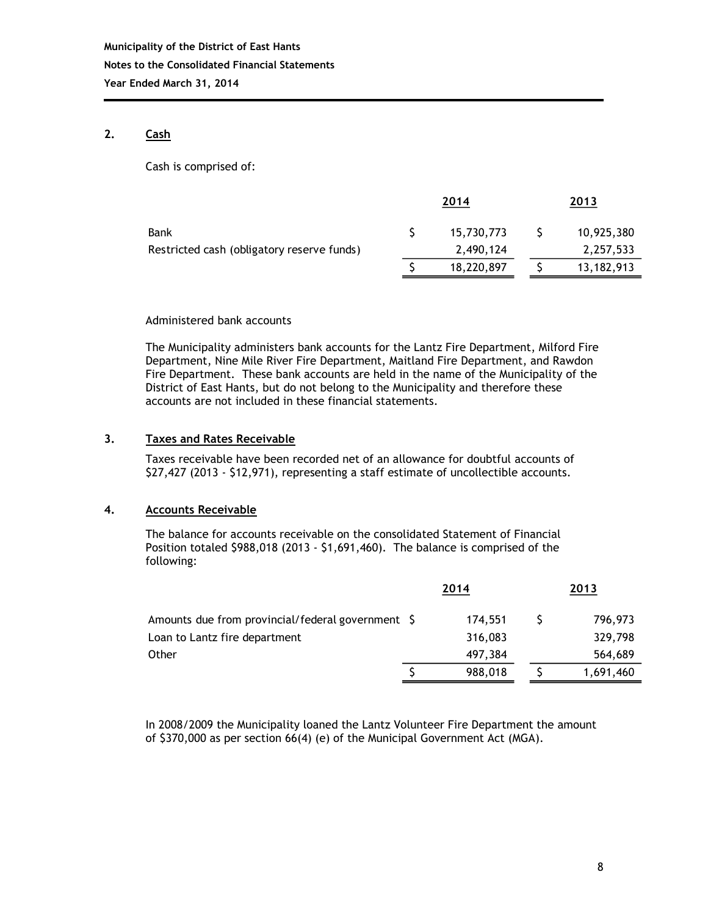## 2. Cash

Cash is comprised of:

| | 2014 | 2013 |
|---|---|---|
| Bank | $ 15,730,773 | $ 10,925,380 |
| Restricted cash (obligatory reserve funds) | 2,490,124 | 2,257,533 |
| | $ 18,220,897 | $ 13,182,913 |

Administered bank accounts

The Municipality administers bank accounts for the Lantz Fire Department, Milford Fire Department, Nine Mile River Fire Department, Maitland Fire Department, and Rawdon Fire Department. These bank accounts are held in the name of the Municipality of the District of East Hants, but do not belong to the Municipality and therefore these accounts are not included in these financial statements.

## 3. Taxes and Rates Receivable

Taxes receivable have been recorded net of an allowance for doubtful accounts of $27,427 (2013 - $12,971), representing a staff estimate of uncollectible accounts.

## 4. Accounts Receivable

The balance for accounts receivable on the consolidated Statement of Financial Position totaled $988,018 (2013 - $1,691,460). The balance is comprised of the following:

| | 2014 | 2013 |
|---|---|---|
| Amounts due from provincial/federal government | $ 174,551 | $ 796,973 |
| Loan to Lantz fire department | 316,083 | 329,798 |
| Other | 497,384 | 564,689 |
| | $ 988,018 | $ 1,691,460 |

In 2008/2009 the Municipality loaned the Lantz Volunteer Fire Department the amount of $370,000 as per section 66(4) (e) of the Municipal Government Act (MGA).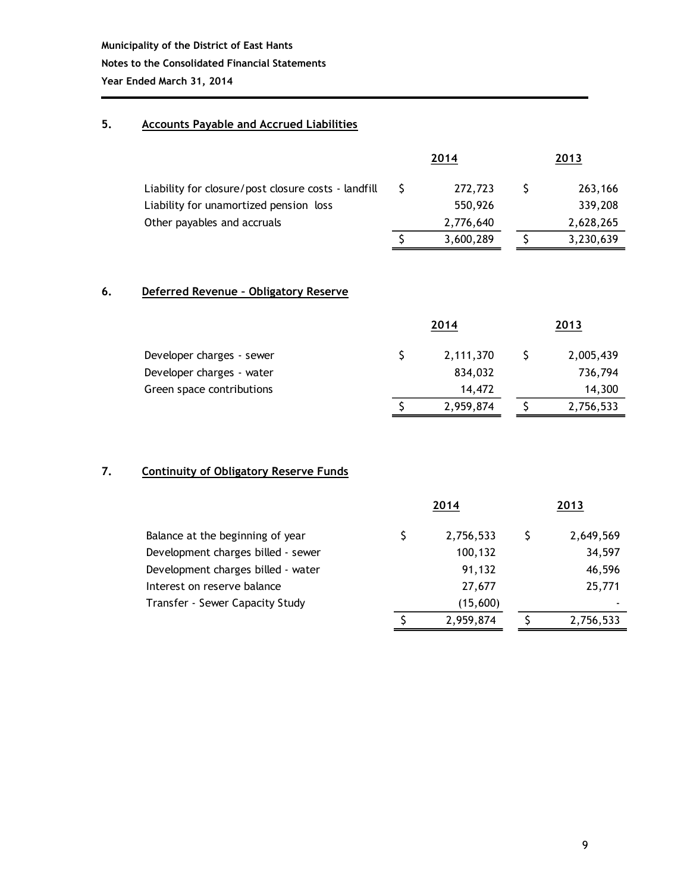Municipality of the District of East Hants

Notes to the Consolidated Financial Statements

Year Ended March 31, 2014

## 5. Accounts Payable and Accrued Liabilities

| | 2014 | 2013 |
|---|---|---|
| Liability for closure/post closure costs - landfill | $ 272,723 | $ 263,166 |
| Liability for unamortized pension loss | 550,926 | 339,208 |
| Other payables and accruals | 2,776,640 | 2,628,265 |
| | $ 3,600,289 | $ 3,230,639 |

## 6. Deferred Revenue – Obligatory Reserve

| | 2014 | 2013 |
|---|---|---|
| Developer charges - sewer | $ 2,111,370 | $ 2,005,439 |
| Developer charges - water | 834,032 | 736,794 |
| Green space contributions | 14,472 | 14,300 |
| | $ 2,959,874 | $ 2,756,533 |

## 7. Continuity of Obligatory Reserve Funds

| | 2014 | 2013 |
|---|---|---|
| Balance at the beginning of year | $ 2,756,533 | $ 2,649,569 |
| Development charges billed - sewer | 100,132 | 34,597 |
| Development charges billed - water | 91,132 | 46,596 |
| Interest on reserve balance | 27,677 | 25,771 |
| Transfer - Sewer Capacity Study | (15,600) | - |
| | $ 2,959,874 | $ 2,756,533 |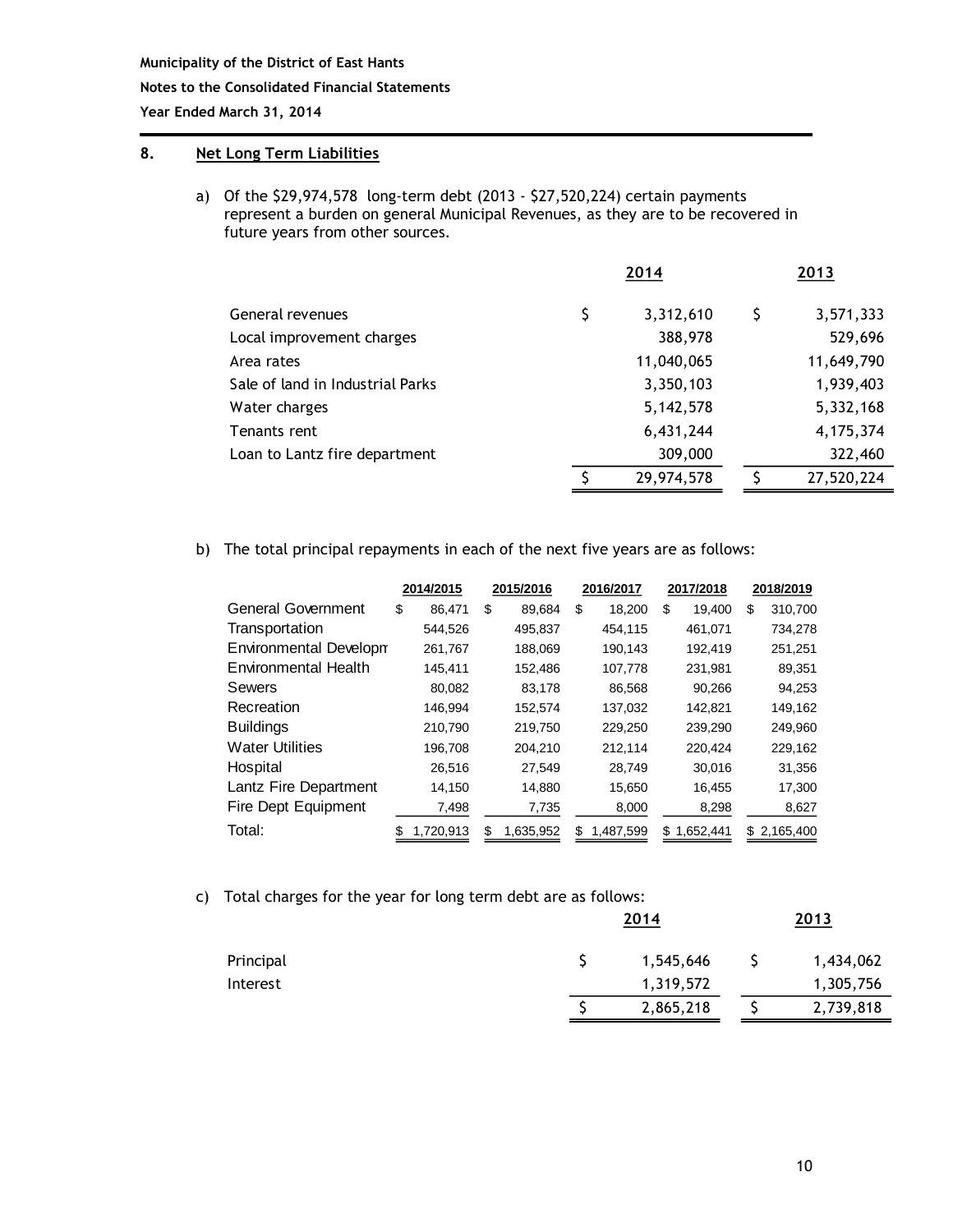Municipality of the District of East Hants

Notes to the Consolidated Financial Statements

Year Ended March 31, 2014

## 8. Net Long Term Liabilities

a) Of the $29,974,578 long-term debt (2013 - $27,520,224) certain payments represent a burden on general Municipal Revenues, as they are to be recovered in future years from other sources.

| | 2014 | 2013 |
|---|---|---|
| General revenues | $ 3,312,610 | $ 3,571,333 |
| Local improvement charges | 388,978 | 529,696 |
| Area rates | 11,040,065 | 11,649,790 |
| Sale of land in Industrial Parks | 3,350,103 | 1,939,403 |
| Water charges | 5,142,578 | 5,332,168 |
| Tenants rent | 6,431,244 | 4,175,374 |
| Loan to Lantz fire department | 309,000 | 322,460 |
| | $ 29,974,578 | $ 27,520,224 |

b) The total principal repayments in each of the next five years are as follows:

| | 2014/2015 | 2015/2016 | 2016/2017 | 2017/2018 | 2018/2019 |
|---|---|---|---|---|---|
| General Government | $ 86,471 | $ 89,684 | $ 18,200 | $ 19,400 | $ 310,700 |
| Transportation | 544,526 | 495,837 | 454,115 | 461,071 | 734,278 |
| Environmental Developm | 261,767 | 188,069 | 190,143 | 192,419 | 251,251 |
| Environmental Health | 145,411 | 152,486 | 107,778 | 231,981 | 89,351 |
| Sewers | 80,082 | 83,178 | 86,568 | 90,266 | 94,253 |
| Recreation | 146,994 | 152,574 | 137,032 | 142,821 | 149,162 |
| Buildings | 210,790 | 219,750 | 229,250 | 239,290 | 249,960 |
| Water Utilities | 196,708 | 204,210 | 212,114 | 220,424 | 229,162 |
| Hospital | 26,516 | 27,549 | 28,749 | 30,016 | 31,356 |
| Lantz Fire Department | 14,150 | 14,880 | 15,650 | 16,455 | 17,300 |
| Fire Dept Equipment | 7,498 | 7,735 | 8,000 | 8,298 | 8,627 |
| Total: | $ 1,720,913 | $ 1,635,952 | $ 1,487,599 | $ 1,652,441 | $ 2,165,400 |

c) Total charges for the year for long term debt are as follows:

| | 2014 | 2013 |
|---|---|---|
| Principal | $ 1,545,646 | $ 1,434,062 |
| Interest | 1,319,572 | 1,305,756 |
| | $ 2,865,218 | $ 2,739,818 |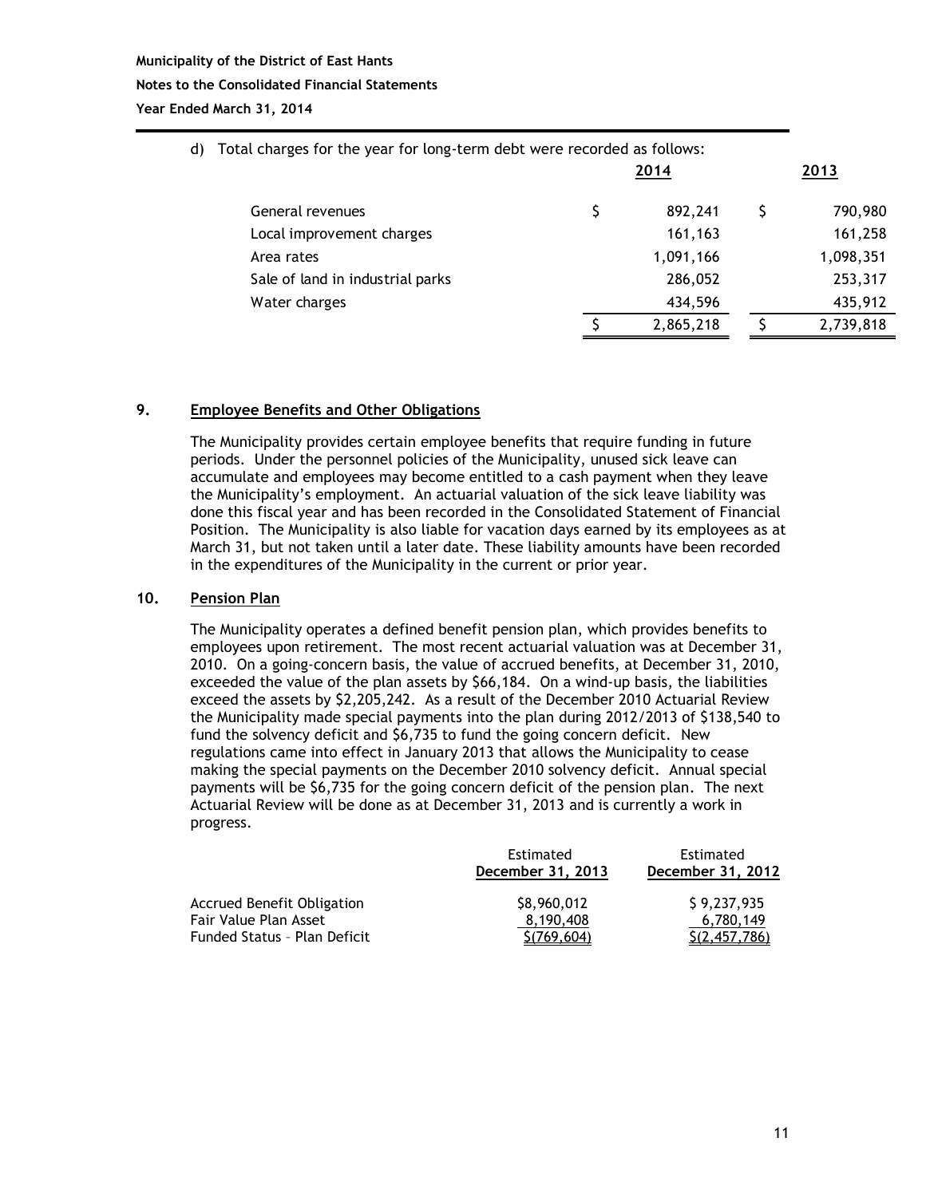d) Total charges for the year for long-term debt were recorded as follows:

| | 2014 | 2013 |
|---|---|---|
| General revenues | $ 892,241 | $ 790,980 |
| Local improvement charges | 161,163 | 161,258 |
| Area rates | 1,091,166 | 1,098,351 |
| Sale of land in industrial parks | 286,052 | 253,317 |
| Water charges | 434,596 | 435,912 |
| | $ 2,865,218 | $ 2,739,818 |

## 9. Employee Benefits and Other Obligations

The Municipality provides certain employee benefits that require funding in future periods. Under the personnel policies of the Municipality, unused sick leave can accumulate and employees may become entitled to a cash payment when they leave the Municipality's employment. An actuarial valuation of the sick leave liability was done this fiscal year and has been recorded in the Consolidated Statement of Financial Position. The Municipality is also liable for vacation days earned by its employees as at March 31, but not taken until a later date. These liability amounts have been recorded in the expenditures of the Municipality in the current or prior year.

## 10. Pension Plan

The Municipality operates a defined benefit pension plan, which provides benefits to employees upon retirement. The most recent actuarial valuation was at December 31, 2010. On a going-concern basis, the value of accrued benefits, at December 31, 2010, exceeded the value of the plan assets by $66,184. On a wind-up basis, the liabilities exceed the assets by $2,205,242. As a result of the December 2010 Actuarial Review the Municipality made special payments into the plan during 2012/2013 of $138,540 to fund the solvency deficit and $6,735 to fund the going concern deficit. New regulations came into effect in January 2013 that allows the Municipality to cease making the special payments on the December 2010 solvency deficit. Annual special payments will be $6,735 for the going concern deficit of the pension plan. The next Actuarial Review will be done as at December 31, 2013 and is currently a work in progress.

| | Estimated **December 31, 2013** | Estimated **December 31, 2012** |
|---|---|---|
| Accrued Benefit Obligation | $8,960,012 | $ 9,237,935 |
| Fair Value Plan Asset | 8,190,408 | 6,780,149 |
| Funded Status – Plan Deficit | $(769,604) | $(2,457,786) |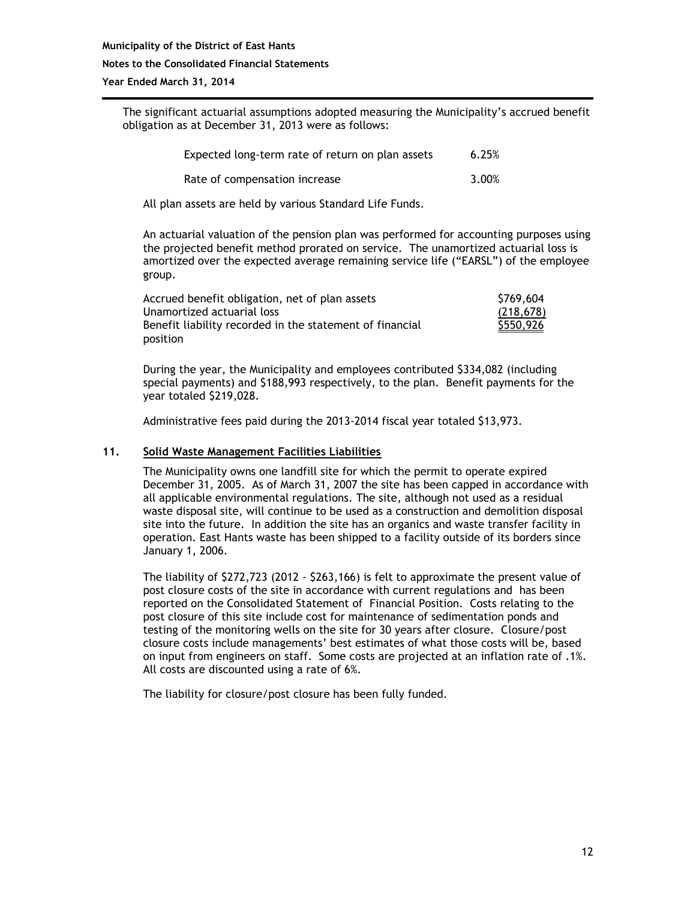The significant actuarial assumptions adopted measuring the Municipality's accrued benefit obligation as at December 31, 2013 were as follows:

| | |
|---|---|
| Expected long-term rate of return on plan assets | 6.25% |
| Rate of compensation increase | 3.00% |

All plan assets are held by various Standard Life Funds.

An actuarial valuation of the pension plan was performed for accounting purposes using the projected benefit method prorated on service. The unamortized actuarial loss is amortized over the expected average remaining service life ("EARSL") of the employee group.

| | |
|---|---|
| Accrued benefit obligation, net of plan assets | $769,604 |
| Unamortized actuarial loss | (218,678) |
| Benefit liability recorded in the statement of financial position | $550,926 |

During the year, the Municipality and employees contributed $334,082 (including special payments) and $188,993 respectively, to the plan. Benefit payments for the year totaled $219,028.

Administrative fees paid during the 2013-2014 fiscal year totaled $13,973.

## 11. Solid Waste Management Facilities Liabilities

The Municipality owns one landfill site for which the permit to operate expired December 31, 2005. As of March 31, 2007 the site has been capped in accordance with all applicable environmental regulations. The site, although not used as a residual waste disposal site, will continue to be used as a construction and demolition disposal site into the future. In addition the site has an organics and waste transfer facility in operation. East Hants waste has been shipped to a facility outside of its borders since January 1, 2006.

The liability of $272,723 (2012 - $263,166) is felt to approximate the present value of post closure costs of the site in accordance with current regulations and has been reported on the Consolidated Statement of Financial Position. Costs relating to the post closure of this site include cost for maintenance of sedimentation ponds and testing of the monitoring wells on the site for 30 years after closure. Closure/post closure costs include managements' best estimates of what those costs will be, based on input from engineers on staff. Some costs are projected at an inflation rate of .1%. All costs are discounted using a rate of 6%.

The liability for closure/post closure has been fully funded.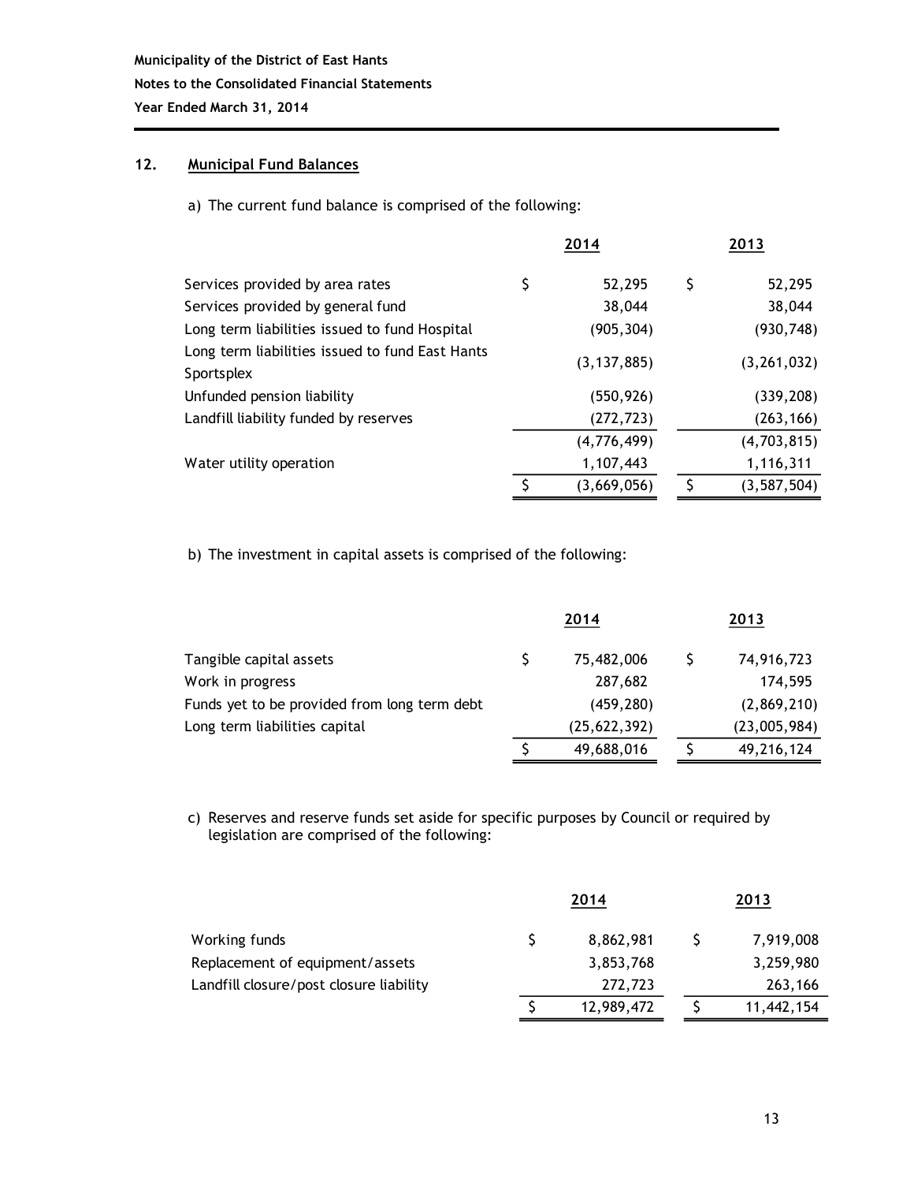## 12. Municipal Fund Balances

a) The current fund balance is comprised of the following:

| | 2014 | 2013 |
|---|---|---|
| Services provided by area rates | $ 52,295 | $ 52,295 |
| Services provided by general fund | 38,044 | 38,044 |
| Long term liabilities issued to fund Hospital | (905,304) | (930,748) |
| Long term liabilities issued to fund East Hants Sportsplex | (3,137,885) | (3,261,032) |
| Unfunded pension liability | (550,926) | (339,208) |
| Landfill liability funded by reserves | (272,723) | (263,166) |
| | (4,776,499) | (4,703,815) |
| Water utility operation | 1,107,443 | 1,116,311 |
| | $ (3,669,056) | $ (3,587,504) |

b) The investment in capital assets is comprised of the following:

| | 2014 | 2013 |
|---|---|---|
| Tangible capital assets | $ 75,482,006 | $ 74,916,723 |
| Work in progress | 287,682 | 174,595 |
| Funds yet to be provided from long term debt | (459,280) | (2,869,210) |
| Long term liabilities capital | (25,622,392) | (23,005,984) |
| | $ 49,688,016 | $ 49,216,124 |

c) Reserves and reserve funds set aside for specific purposes by Council or required by legislation are comprised of the following:

| | 2014 | 2013 |
|---|---|---|
| Working funds | $ 8,862,981 | $ 7,919,008 |
| Replacement of equipment/assets | 3,853,768 | 3,259,980 |
| Landfill closure/post closure liability | 272,723 | 263,166 |
| | $ 12,989,472 | $ 11,442,154 |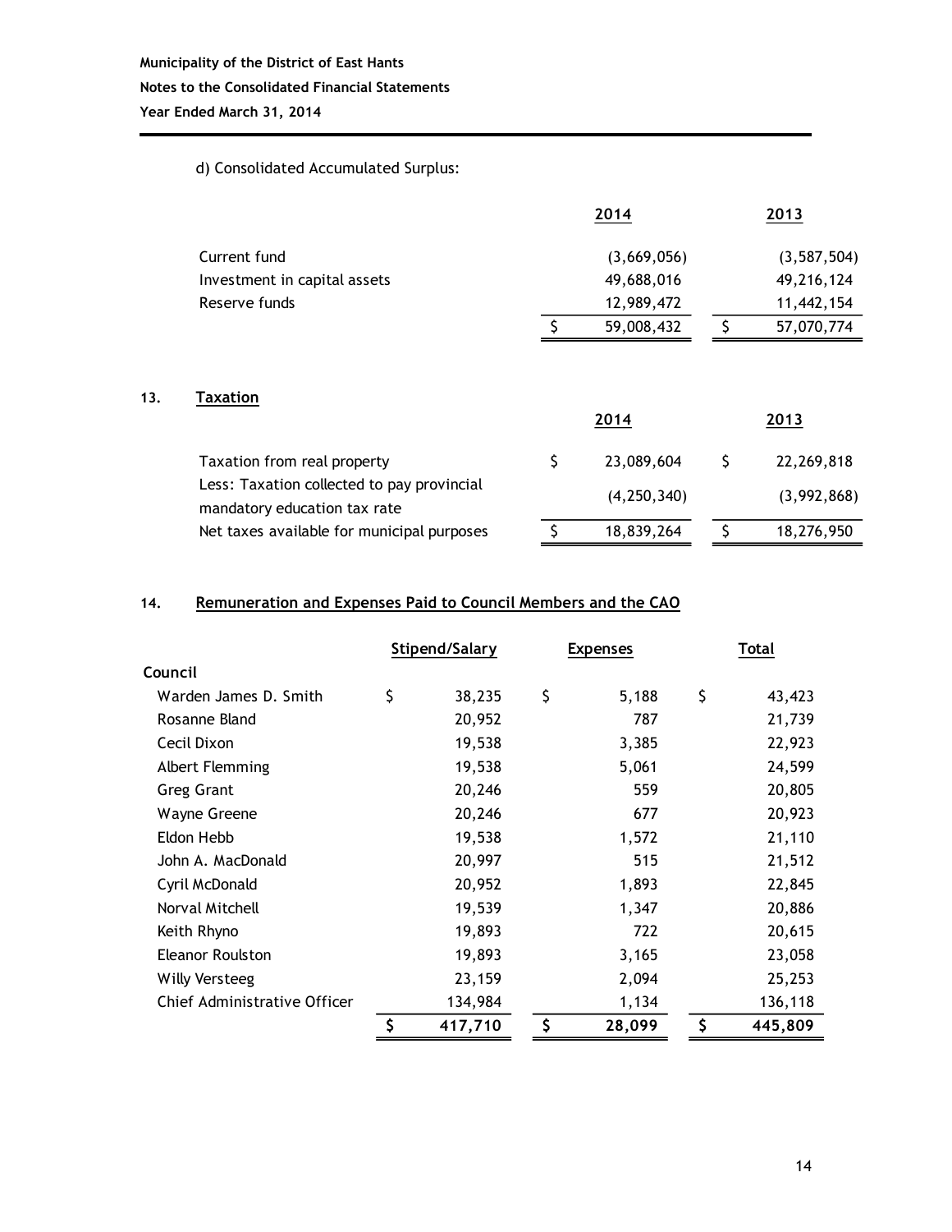d) Consolidated Accumulated Surplus:

| | 2014 | 2013 |
|---|---|---|
| Current fund | (3,669,056) | (3,587,504) |
| Investment in capital assets | 49,688,016 | 49,216,124 |
| Reserve funds | 12,989,472 | 11,442,154 |
| | $ 59,008,432 | $ 57,070,774 |

## 13. Taxation

| | 2014 | 2013 |
|---|---|---|
| Taxation from real property | $ 23,089,604 | $ 22,269,818 |
| Less: Taxation collected to pay provincial mandatory education tax rate | (4,250,340) | (3,992,868) |
| Net taxes available for municipal purposes | $ 18,839,264 | $ 18,276,950 |

## 14. Remuneration and Expenses Paid to Council Members and the CAO

| | Stipend/Salary | Expenses | Total |
|---|---|---|---|
| **Council** | | | |
| Warden James D. Smith | $ 38,235 | $ 5,188 | $ 43,423 |
| Rosanne Bland | 20,952 | 787 | 21,739 |
| Cecil Dixon | 19,538 | 3,385 | 22,923 |
| Albert Flemming | 19,538 | 5,061 | 24,599 |
| Greg Grant | 20,246 | 559 | 20,805 |
| Wayne Greene | 20,246 | 677 | 20,923 |
| Eldon Hebb | 19,538 | 1,572 | 21,110 |
| John A. MacDonald | 20,997 | 515 | 21,512 |
| Cyril McDonald | 20,952 | 1,893 | 22,845 |
| Norval Mitchell | 19,539 | 1,347 | 20,886 |
| Keith Rhyno | 19,893 | 722 | 20,615 |
| Eleanor Roulston | 19,893 | 3,165 | 23,058 |
| Willy Versteeg | 23,159 | 2,094 | 25,253 |
| Chief Administrative Officer | 134,984 | 1,134 | 136,118 |
| | **$ 417,710** | **$ 28,099** | **$ 445,809** |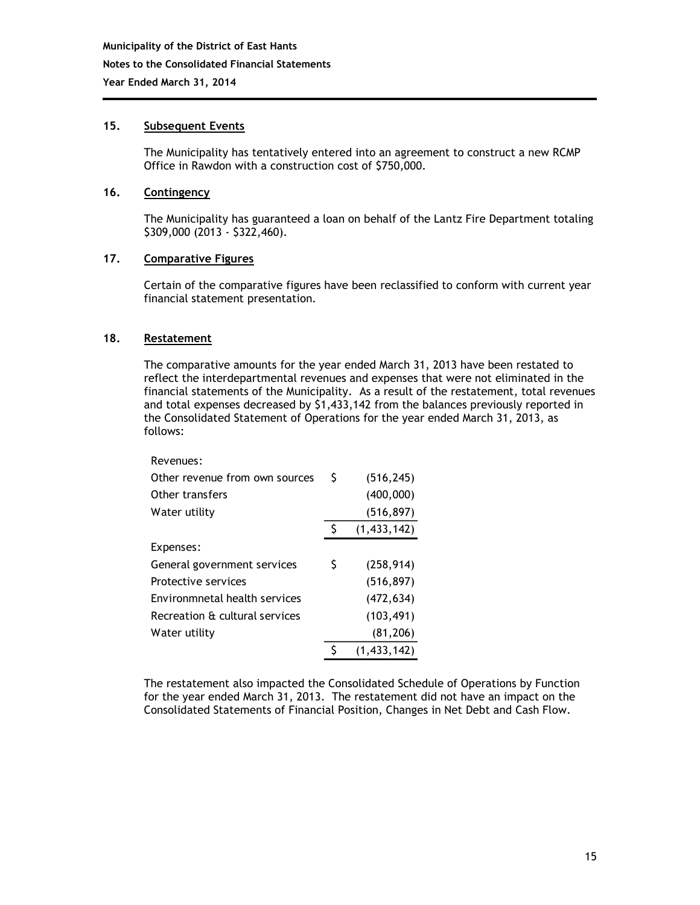## 15. Subsequent Events

The Municipality has tentatively entered into an agreement to construct a new RCMP Office in Rawdon with a construction cost of $750,000.

## 16. Contingency

The Municipality has guaranteed a loan on behalf of the Lantz Fire Department totaling $309,000 (2013 - $322,460).

## 17. Comparative Figures

Certain of the comparative figures have been reclassified to conform with current year financial statement presentation.

## 18. Restatement

The comparative amounts for the year ended March 31, 2013 have been restated to reflect the interdepartmental revenues and expenses that were not eliminated in the financial statements of the Municipality. As a result of the restatement, total revenues and total expenses decreased by $1,433,142 from the balances previously reported in the Consolidated Statement of Operations for the year ended March 31, 2013, as follows:

| | |
|---|---|
| Revenues: | |
| Other revenue from own sources | $ (516,245) |
| Other transfers | (400,000) |
| Water utility | (516,897) |
| | $ (1,433,142) |
| Expenses: | |
| General government services | $ (258,914) |
| Protective services | (516,897) |
| Environmnetal health services | (472,634) |
| Recreation & cultural services | (103,491) |
| Water utility | (81,206) |
| | $ (1,433,142) |

The restatement also impacted the Consolidated Schedule of Operations by Function for the year ended March 31, 2013. The restatement did not have an impact on the Consolidated Statements of Financial Position, Changes in Net Debt and Cash Flow.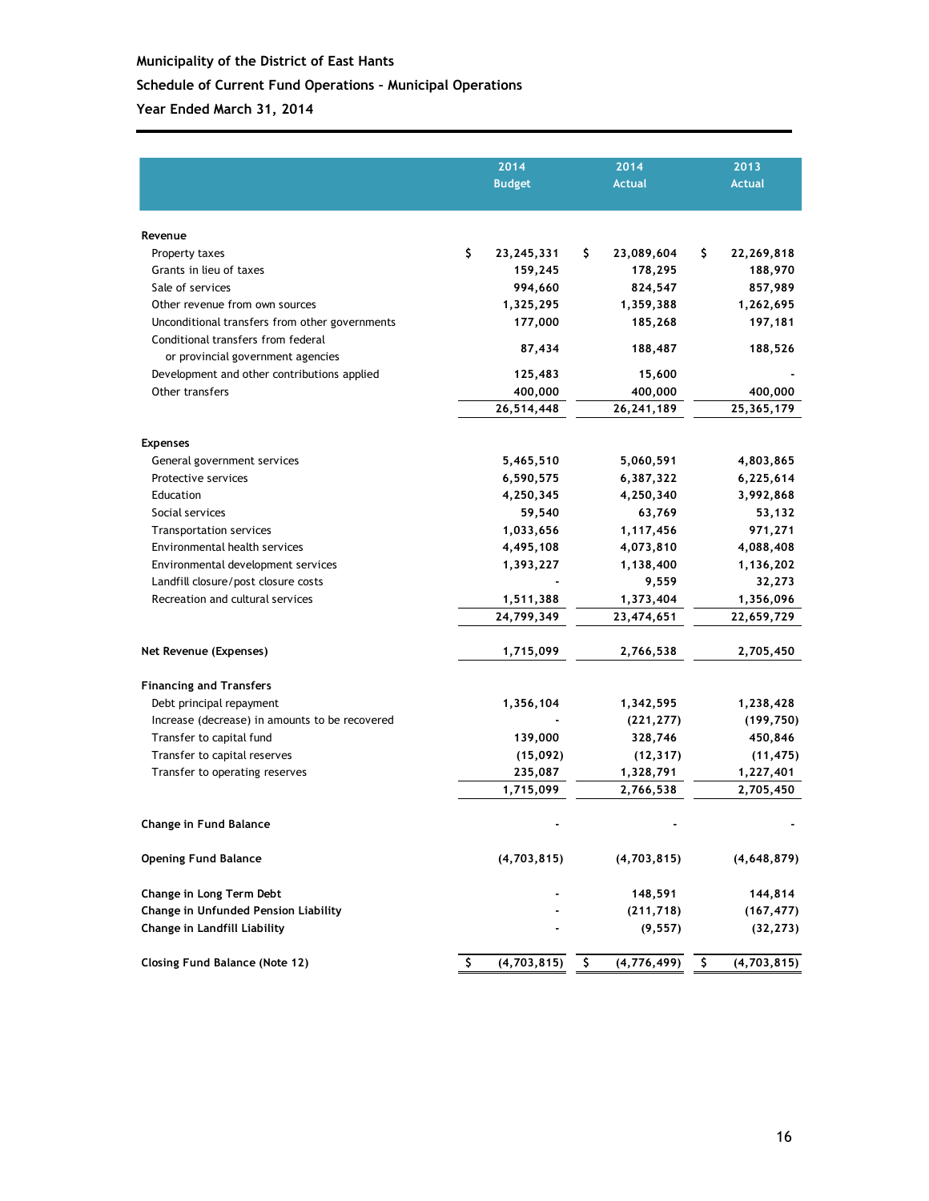**Municipality of the District of East Hants**

**Schedule of Current Fund Operations – Municipal Operations**

**Year Ended March 31, 2014**

| | 2014 Budget | 2014 Actual | 2013 Actual |
|---|---|---|---|
| **Revenue** | | | |
| Property taxes | $ 23,245,331 | $ 23,089,604 | $ 22,269,818 |
| Grants in lieu of taxes | 159,245 | 178,295 | 188,970 |
| Sale of services | 994,660 | 824,547 | 857,989 |
| Other revenue from own sources | 1,325,295 | 1,359,388 | 1,262,695 |
| Unconditional transfers from other governments | 177,000 | 185,268 | 197,181 |
| Conditional transfers from federal or provincial government agencies | 87,434 | 188,487 | 188,526 |
| Development and other contributions applied | 125,483 | 15,600 | - |
| Other transfers | 400,000 | 400,000 | 400,000 |
| | 26,514,448 | 26,241,189 | 25,365,179 |
| **Expenses** | | | |
| General government services | 5,465,510 | 5,060,591 | 4,803,865 |
| Protective services | 6,590,575 | 6,387,322 | 6,225,614 |
| Education | 4,250,345 | 4,250,340 | 3,992,868 |
| Social services | 59,540 | 63,769 | 53,132 |
| Transportation services | 1,033,656 | 1,117,456 | 971,271 |
| Environmental health services | 4,495,108 | 4,073,810 | 4,088,408 |
| Environmental development services | 1,393,227 | 1,138,400 | 1,136,202 |
| Landfill closure/post closure costs | - | 9,559 | 32,273 |
| Recreation and cultural services | 1,511,388 | 1,373,404 | 1,356,096 |
| | 24,799,349 | 23,474,651 | 22,659,729 |
| **Net Revenue (Expenses)** | 1,715,099 | 2,766,538 | 2,705,450 |
| **Financing and Transfers** | | | |
| Debt principal repayment | 1,356,104 | 1,342,595 | 1,238,428 |
| Increase (decrease) in amounts to be recovered | - | (221,277) | (199,750) |
| Transfer to capital fund | 139,000 | 328,746 | 450,846 |
| Transfer to capital reserves | (15,092) | (12,317) | (11,475) |
| Transfer to operating reserves | 235,087 | 1,328,791 | 1,227,401 |
| | 1,715,099 | 2,766,538 | 2,705,450 |
| **Change in Fund Balance** | - | - | - |
| **Opening Fund Balance** | (4,703,815) | (4,703,815) | (4,648,879) |
| **Change in Long Term Debt** | - | 148,591 | 144,814 |
| **Change in Unfunded Pension Liability** | - | (211,718) | (167,477) |
| **Change in Landfill Liability** | - | (9,557) | (32,273) |
| **Closing Fund Balance (Note 12)** | $ (4,703,815) | $ (4,776,499) | $ (4,703,815) |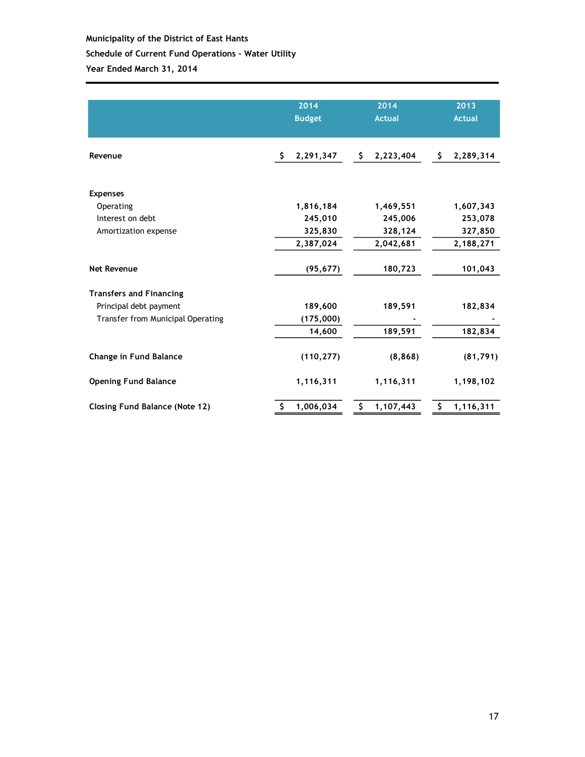**Municipality of the District of East Hants**

**Schedule of Current Fund Operations - Water Utility**

**Year Ended March 31, 2014**

| | 2014 Budget | 2014 Actual | 2013 Actual |
|---|---|---|---|
| **Revenue** | $ 2,291,347 | $ 2,223,404 | $ 2,289,314 |
| **Expenses** | | | |
| Operating | 1,816,184 | 1,469,551 | 1,607,343 |
| Interest on debt | 245,010 | 245,006 | 253,078 |
| Amortization expense | 325,830 | 328,124 | 327,850 |
| | 2,387,024 | 2,042,681 | 2,188,271 |
| **Net Revenue** | (95,677) | 180,723 | 101,043 |
| **Transfers and Financing** | | | |
| Principal debt payment | 189,600 | 189,591 | 182,834 |
| Transfer from Municipal Operating | (175,000) | - | - |
| | 14,600 | 189,591 | 182,834 |
| **Change in Fund Balance** | (110,277) | (8,868) | (81,791) |
| **Opening Fund Balance** | 1,116,311 | 1,116,311 | 1,198,102 |
| **Closing Fund Balance (Note 12)** | $ 1,006,034 | $ 1,107,443 | $ 1,116,311 |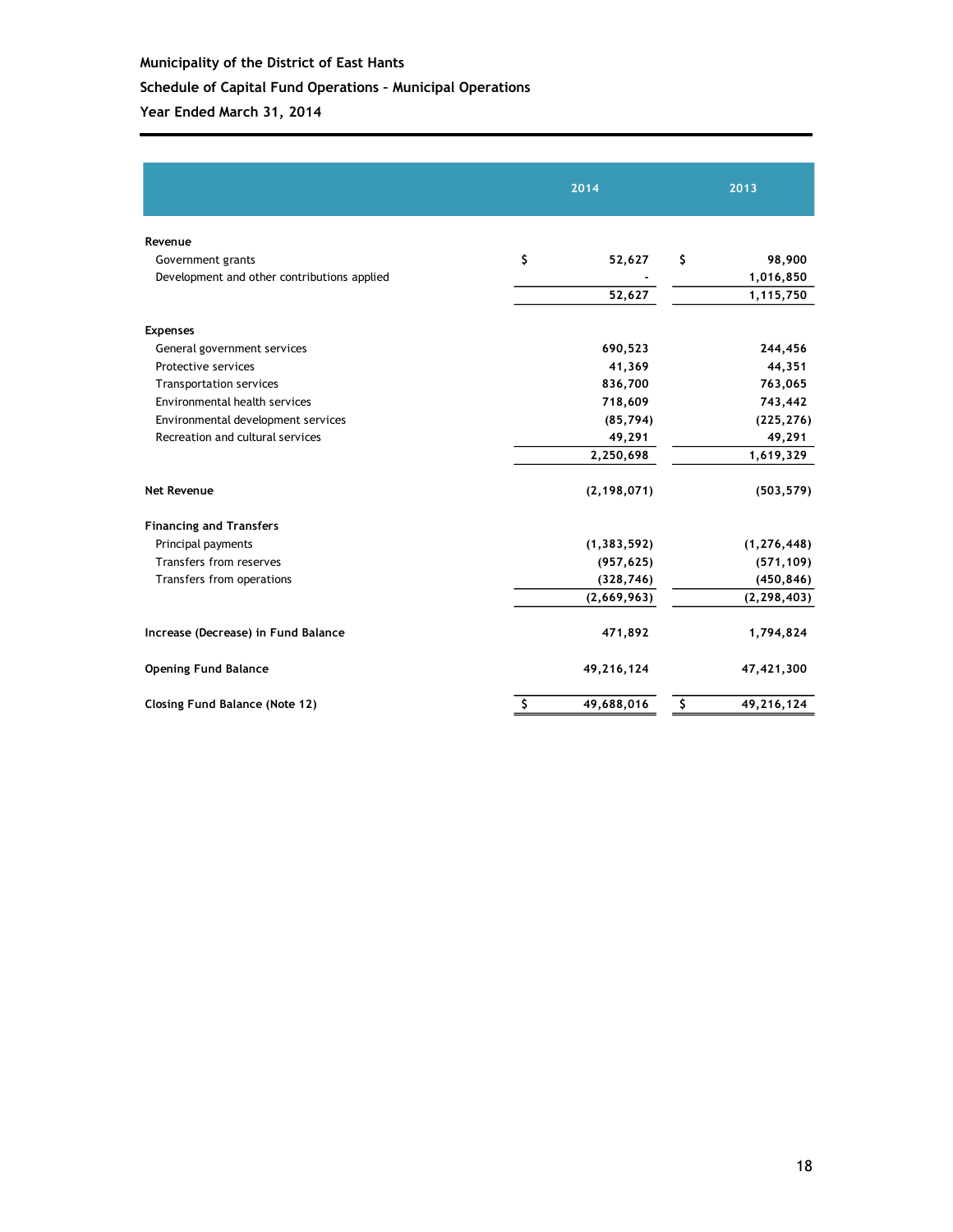**Municipality of the District of East Hants**

**Schedule of Capital Fund Operations – Municipal Operations**

**Year Ended March 31, 2014**

| | 2014 | 2013 |
|---|---|---|
| **Revenue** | | |
| Government grants | $ 52,627 | $ 98,900 |
| Development and other contributions applied | - | 1,016,850 |
| | 52,627 | 1,115,750 |
| **Expenses** | | |
| General government services | 690,523 | 244,456 |
| Protective services | 41,369 | 44,351 |
| Transportation services | 836,700 | 763,065 |
| Environmental health services | 718,609 | 743,442 |
| Environmental development services | (85,794) | (225,276) |
| Recreation and cultural services | 49,291 | 49,291 |
| | 2,250,698 | 1,619,329 |
| **Net Revenue** | (2,198,071) | (503,579) |
| **Financing and Transfers** | | |
| Principal payments | (1,383,592) | (1,276,448) |
| Transfers from reserves | (957,625) | (571,109) |
| Transfers from operations | (328,746) | (450,846) |
| | (2,669,963) | (2,298,403) |
| **Increase (Decrease) in Fund Balance** | 471,892 | 1,794,824 |
| **Opening Fund Balance** | 49,216,124 | 47,421,300 |
| **Closing Fund Balance (Note 12)** | $ 49,688,016 | $ 49,216,124 |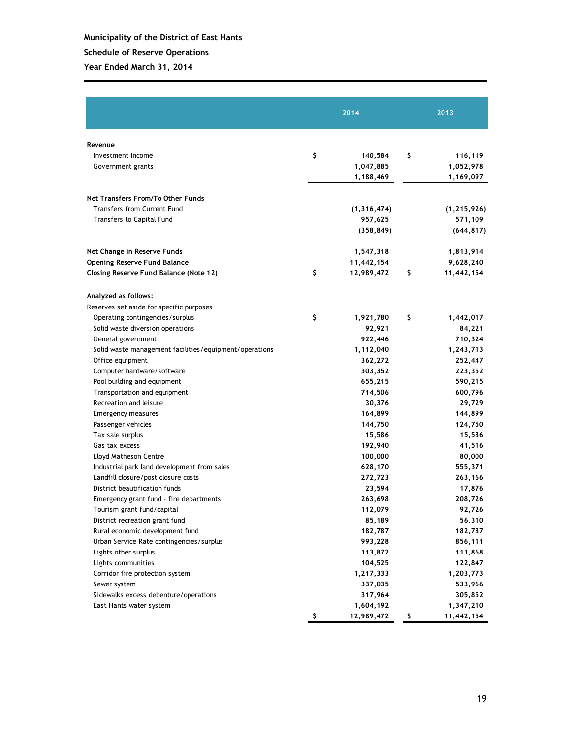**Municipality of the District of East Hants**

**Schedule of Reserve Operations**

**Year Ended March 31, 2014**

| | 2014 | 2013 |
|---|---|---|
| **Revenue** | | |
| Investment income | $ 140,584 | $ 116,119 |
| Government grants | 1,047,885 | 1,052,978 |
| | 1,188,469 | 1,169,097 |
| **Net Transfers From/To Other Funds** | | |
| Transfers from Current Fund | (1,316,474) | (1,215,926) |
| Transfers to Capital Fund | 957,625 | 571,109 |
| | (358,849) | (644,817) |
| **Net Change in Reserve Funds** | 1,547,318 | 1,813,914 |
| **Opening Reserve Fund Balance** | 11,442,154 | 9,628,240 |
| **Closing Reserve Fund Balance (Note 12)** | $ 12,989,472 | $ 11,442,154 |
| **Analyzed as follows:** | | |
| Reserves set aside for specific purposes | | |
| Operating contingencies/surplus | $ 1,921,780 | $ 1,442,017 |
| Solid waste diversion operations | 92,921 | 84,221 |
| General government | 922,446 | 710,324 |
| Solid waste management facilities/equipment/operations | 1,112,040 | 1,243,713 |
| Office equipment | 362,272 | 252,447 |
| Computer hardware/software | 303,352 | 223,352 |
| Pool building and equipment | 655,215 | 590,215 |
| Transportation and equipment | 714,506 | 600,796 |
| Recreation and leisure | 30,376 | 29,729 |
| Emergency measures | 164,899 | 144,899 |
| Passenger vehicles | 144,750 | 124,750 |
| Tax sale surplus | 15,586 | 15,586 |
| Gas tax excess | 192,940 | 41,516 |
| Lloyd Matheson Centre | 100,000 | 80,000 |
| Industrial park land development from sales | 628,170 | 555,371 |
| Landfill closure/post closure costs | 272,723 | 263,166 |
| District beautification funds | 23,594 | 17,876 |
| Emergency grant fund - fire departments | 263,698 | 208,726 |
| Tourism grant fund/capital | 112,079 | 92,726 |
| District recreation grant fund | 85,189 | 56,310 |
| Rural economic development fund | 182,787 | 182,787 |
| Urban Service Rate contingencies/surplus | 993,228 | 856,111 |
| Lights other surplus | 113,872 | 111,868 |
| Lights communities | 104,525 | 122,847 |
| Corridor fire protection system | 1,217,333 | 1,203,773 |
| Sewer system | 337,035 | 533,966 |
| Sidewalks excess debenture/operations | 317,964 | 305,852 |
| East Hants water system | 1,604,192 | 1,347,210 |
| | $ 12,989,472 | $ 11,442,154 |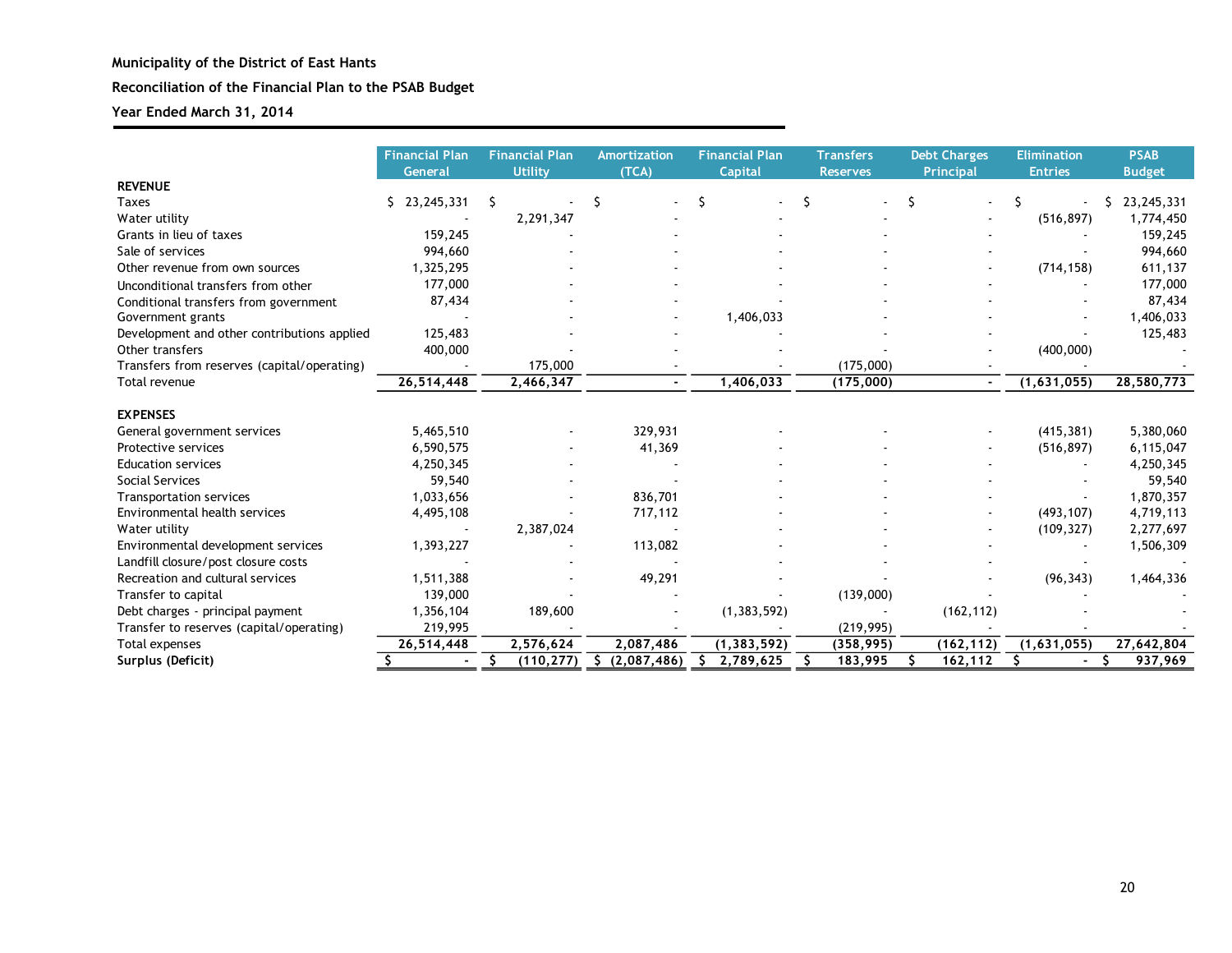**Municipality of the District of East Hants**

**Reconciliation of the Financial Plan to the PSAB Budget**

**Year Ended March 31, 2014**

| | Financial Plan General | Financial Plan Utility | Amortization (TCA) | Financial Plan Capital | Transfers Reserves | Debt Charges Principal | Elimination Entries | PSAB Budget |
|---|---|---|---|---|---|---|---|---|
| **REVENUE** | | | | | | | | |
| Taxes | $ 23,245,331 | $ - | $ - | $ - | $ - | $ - | $ - | $ 23,245,331 |
| Water utility | - | 2,291,347 | - | - | - | - | (516,897) | 1,774,450 |
| Grants in lieu of taxes | 159,245 | - | - | - | - | - | - | 159,245 |
| Sale of services | 994,660 | - | - | - | - | - | - | 994,660 |
| Other revenue from own sources | 1,325,295 | - | - | - | - | - | (714,158) | 611,137 |
| Unconditional transfers from other | 177,000 | - | - | - | - | - | - | 177,000 |
| Conditional transfers from government | 87,434 | - | - | - | - | - | - | 87,434 |
| Government grants | - | - | - | 1,406,033 | - | - | - | 1,406,033 |
| Development and other contributions applied | 125,483 | - | - | - | - | - | - | 125,483 |
| Other transfers | 400,000 | - | - | - | - | - | (400,000) | - |
| Transfers from reserves (capital/operating) | - | 175,000 | - | - | (175,000) | - | - | - |
| Total revenue | 26,514,448 | 2,466,347 | - | 1,406,033 | (175,000) | - | (1,631,055) | 28,580,773 |
| **EXPENSES** | | | | | | | | |
| General government services | 5,465,510 | - | 329,931 | - | - | - | (415,381) | 5,380,060 |
| Protective services | 6,590,575 | - | 41,369 | - | - | - | (516,897) | 6,115,047 |
| Education services | 4,250,345 | - | - | - | - | - | - | 4,250,345 |
| Social Services | 59,540 | - | - | - | - | - | - | 59,540 |
| Transportation services | 1,033,656 | - | 836,701 | - | - | - | - | 1,870,357 |
| Environmental health services | 4,495,108 | - | 717,112 | - | - | - | (493,107) | 4,719,113 |
| Water utility | - | 2,387,024 | - | - | - | - | (109,327) | 2,277,697 |
| Environmental development services | 1,393,227 | - | 113,082 | - | - | - | - | 1,506,309 |
| Landfill closure/post closure costs | - | - | - | - | - | - | - | - |
| Recreation and cultural services | 1,511,388 | - | 49,291 | - | - | - | (96,343) | 1,464,336 |
| Transfer to capital | 139,000 | - | - | - | (139,000) | - | - | - |
| Debt charges - principal payment | 1,356,104 | 189,600 | - | (1,383,592) | - | (162,112) | - | - |
| Transfer to reserves (capital/operating) | 219,995 | - | - | - | (219,995) | - | - | - |
| Total expenses | 26,514,448 | 2,576,624 | 2,087,486 | (1,383,592) | (358,995) | (162,112) | (1,631,055) | 27,642,804 |
| **Surplus (Deficit)** | $ - | $ (110,277) | $ (2,087,486) | $ 2,789,625 | $ 183,995 | $ 162,112 | $ - | $ 937,969 |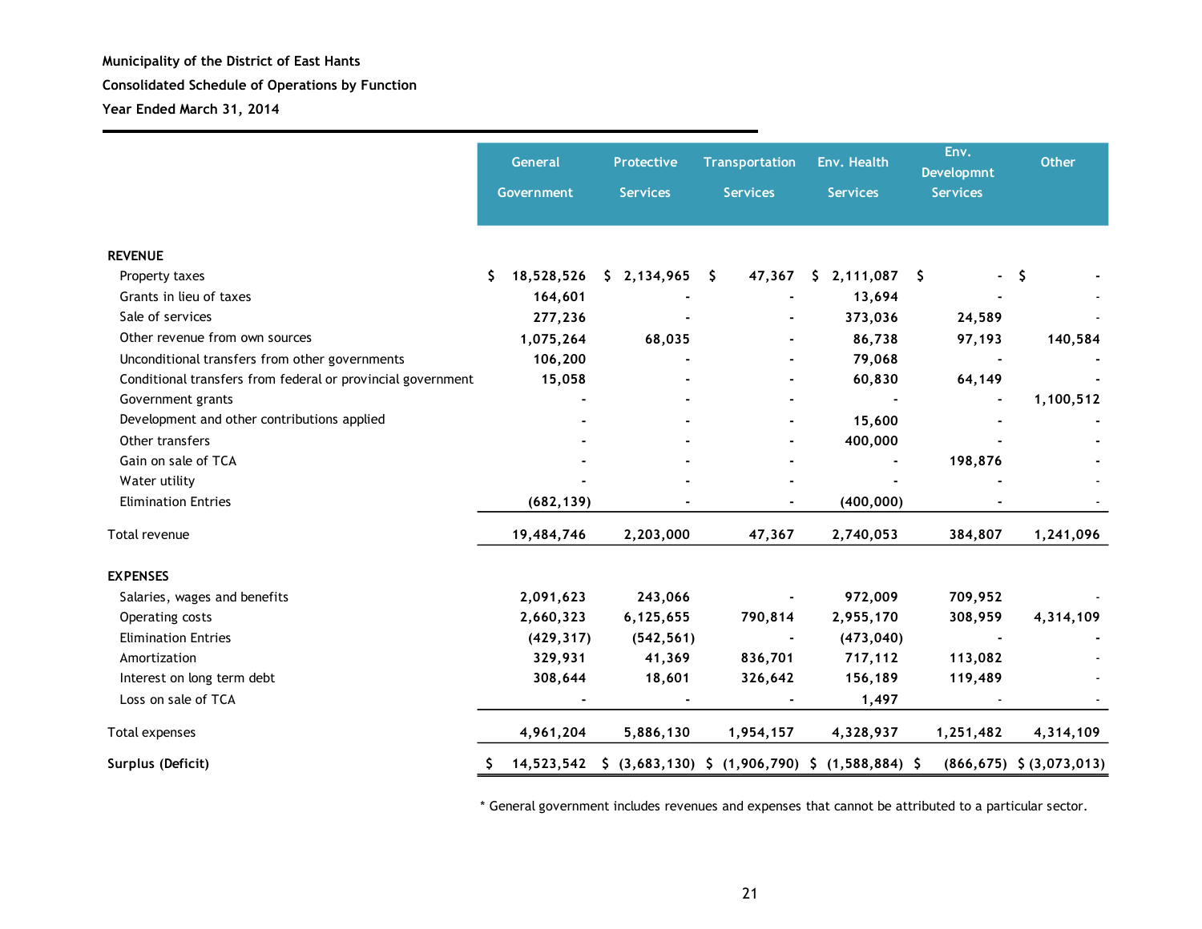**Municipality of the District of East Hants**

**Consolidated Schedule of Operations by Function**

**Year Ended March 31, 2014**

| | General Government | Protective Services | Transportation Services | Env. Health Services | Env. Developmnt Services | Other |
|---|---|---|---|---|---|---|
| **REVENUE** | | | | | | |
| Property taxes | $ 18,528,526 | $ 2,134,965 | $ 47,367 | $ 2,111,087 | $ - | $ - |
| Grants in lieu of taxes | 164,601 | - | - | 13,694 | - | - |
| Sale of services | 277,236 | - | - | 373,036 | 24,589 | - |
| Other revenue from own sources | 1,075,264 | 68,035 | - | 86,738 | 97,193 | 140,584 |
| Unconditional transfers from other governments | 106,200 | - | - | 79,068 | - | - |
| Conditional transfers from federal or provincial government | 15,058 | - | - | 60,830 | 64,149 | - |
| Government grants | - | - | - | - | - | 1,100,512 |
| Development and other contributions applied | - | - | - | 15,600 | - | - |
| Other transfers | - | - | - | 400,000 | - | - |
| Gain on sale of TCA | - | - | - | - | 198,876 | - |
| Water utility | - | - | - | - | - | - |
| Elimination Entries | (682,139) | - | - | (400,000) | - | - |
| Total revenue | 19,484,746 | 2,203,000 | 47,367 | 2,740,053 | 384,807 | 1,241,096 |
| **EXPENSES** | | | | | | |
| Salaries, wages and benefits | 2,091,623 | 243,066 | - | 972,009 | 709,952 | - |
| Operating costs | 2,660,323 | 6,125,655 | 790,814 | 2,955,170 | 308,959 | 4,314,109 |
| Elimination Entries | (429,317) | (542,561) | - | (473,040) | - | - |
| Amortization | 329,931 | 41,369 | 836,701 | 717,112 | 113,082 | - |
| Interest on long term debt | 308,644 | 18,601 | 326,642 | 156,189 | 119,489 | - |
| Loss on sale of TCA | - | - | - | 1,497 | - | - |
| Total expenses | 4,961,204 | 5,886,130 | 1,954,157 | 4,328,937 | 1,251,482 | 4,314,109 |
| **Surplus (Deficit)** | $ 14,523,542 | $ (3,683,130) | $ (1,906,790) | $ (1,588,884) | $ (866,675) | $ (3,073,013) |

* General government includes revenues and expenses that cannot be attributed to a particular sector.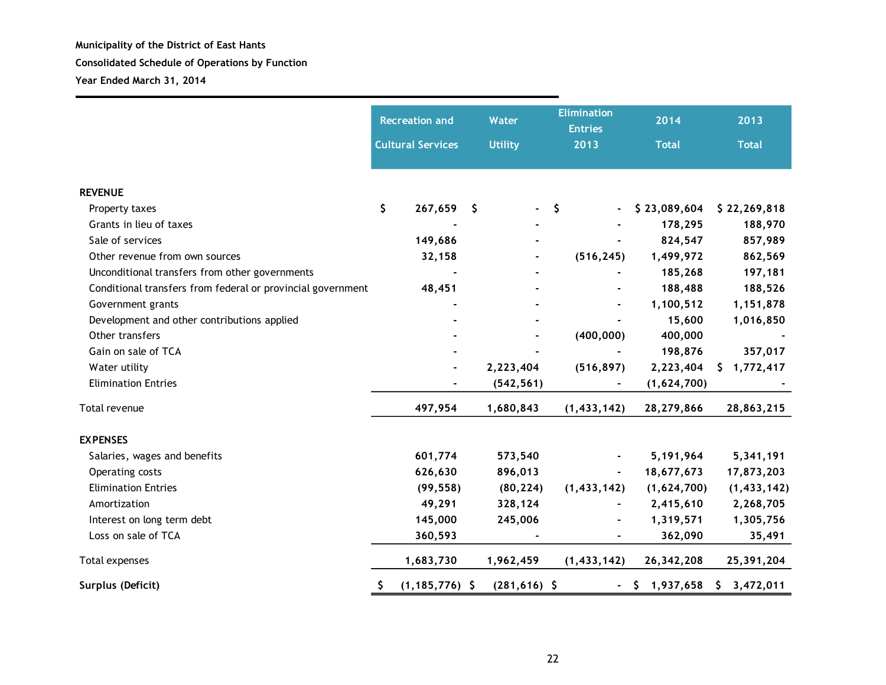**Municipality of the District of East Hants**

**Consolidated Schedule of Operations by Function**

**Year Ended March 31, 2014**

| | Recreation and Cultural Services | Water Utility | Elimination Entries 2013 | 2014 Total | 2013 Total |
|---|---|---|---|---|---|
| **REVENUE** | | | | | |
| Property taxes | $ 267,659 | $ - | $ - | $ 23,089,604 | $ 22,269,818 |
| Grants in lieu of taxes | - | - | - | 178,295 | 188,970 |
| Sale of services | 149,686 | - | - | 824,547 | 857,989 |
| Other revenue from own sources | 32,158 | - | (516,245) | 1,499,972 | 862,569 |
| Unconditional transfers from other governments | - | - | - | 185,268 | 197,181 |
| Conditional transfers from federal or provincial government | 48,451 | - | - | 188,488 | 188,526 |
| Government grants | - | - | - | 1,100,512 | 1,151,878 |
| Development and other contributions applied | - | - | - | 15,600 | 1,016,850 |
| Other transfers | - | - | (400,000) | 400,000 | - |
| Gain on sale of TCA | - | - | - | 198,876 | 357,017 |
| Water utility | - | 2,223,404 | (516,897) | 2,223,404 | $ 1,772,417 |
| Elimination Entries | - | (542,561) | - | (1,624,700) | - |
| Total revenue | 497,954 | 1,680,843 | (1,433,142) | 28,279,866 | 28,863,215 |
| **EXPENSES** | | | | | |
| Salaries, wages and benefits | 601,774 | 573,540 | - | 5,191,964 | 5,341,191 |
| Operating costs | 626,630 | 896,013 | - | 18,677,673 | 17,873,203 |
| Elimination Entries | (99,558) | (80,224) | (1,433,142) | (1,624,700) | (1,433,142) |
| Amortization | 49,291 | 328,124 | - | 2,415,610 | 2,268,705 |
| Interest on long term debt | 145,000 | 245,006 | - | 1,319,571 | 1,305,756 |
| Loss on sale of TCA | 360,593 | - | - | 362,090 | 35,491 |
| Total expenses | 1,683,730 | 1,962,459 | (1,433,142) | 26,342,208 | 25,391,204 |
| **Surplus (Deficit)** | $ (1,185,776) | $ (281,616) | $ - | $ 1,937,658 | $ 3,472,011 |